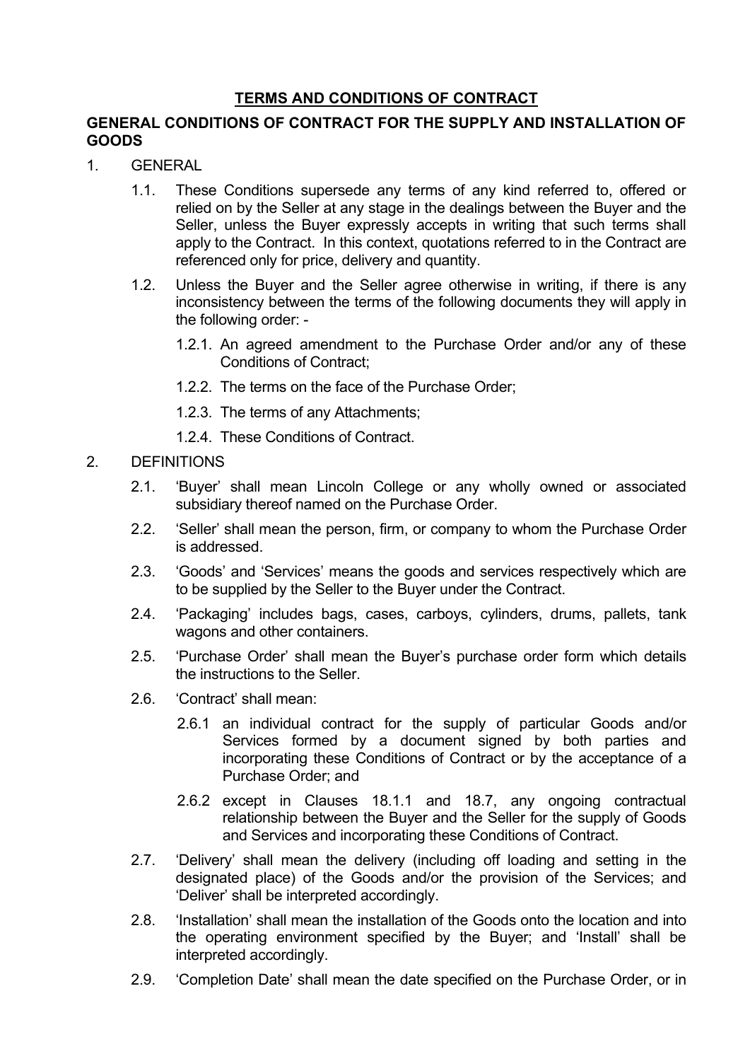# TERMS AND CONDITIONS OF CONTRACT

## GENERAL CONDITIONS OF CONTRACT FOR THE SUPPLY AND INSTALLATION OF GOODS

1. GENERAL

   1.1. These Conditions supersede any terms of any kind referred to, offered or relied on by the Seller at any stage in the dealings between the Buyer and the Seller, unless the Buyer expressly accepts in writing that such terms shall apply to the Contract. In this context, quotations referred to in the Contract are referenced only for price, delivery and quantity.

   1.2. Unless the Buyer and the Seller agree otherwise in writing, if there is any inconsistency between the terms of the following documents they will apply in the following order: -

      1.2.1. An agreed amendment to the Purchase Order and/or any of these Conditions of Contract;

      1.2.2. The terms on the face of the Purchase Order;

      1.2.3. The terms of any Attachments;

      1.2.4. These Conditions of Contract.

2. DEFINITIONS

   2.1. 'Buyer' shall mean Lincoln College or any wholly owned or associated subsidiary thereof named on the Purchase Order.

   2.2. 'Seller' shall mean the person, firm, or company to whom the Purchase Order is addressed.

   2.3. 'Goods' and 'Services' means the goods and services respectively which are to be supplied by the Seller to the Buyer under the Contract.

   2.4. 'Packaging' includes bags, cases, carboys, cylinders, drums, pallets, tank wagons and other containers.

   2.5. 'Purchase Order' shall mean the Buyer's purchase order form which details the instructions to the Seller.

   2.6. 'Contract' shall mean:

      2.6.1 an individual contract for the supply of particular Goods and/or Services formed by a document signed by both parties and incorporating these Conditions of Contract or by the acceptance of a Purchase Order; and

      2.6.2 except in Clauses 18.1.1 and 18.7, any ongoing contractual relationship between the Buyer and the Seller for the supply of Goods and Services and incorporating these Conditions of Contract.

   2.7. 'Delivery' shall mean the delivery (including off loading and setting in the designated place) of the Goods and/or the provision of the Services; and 'Deliver' shall be interpreted accordingly.

   2.8. 'Installation' shall mean the installation of the Goods onto the location and into the operating environment specified by the Buyer; and 'Install' shall be interpreted accordingly.

   2.9. 'Completion Date' shall mean the date specified on the Purchase Order, or in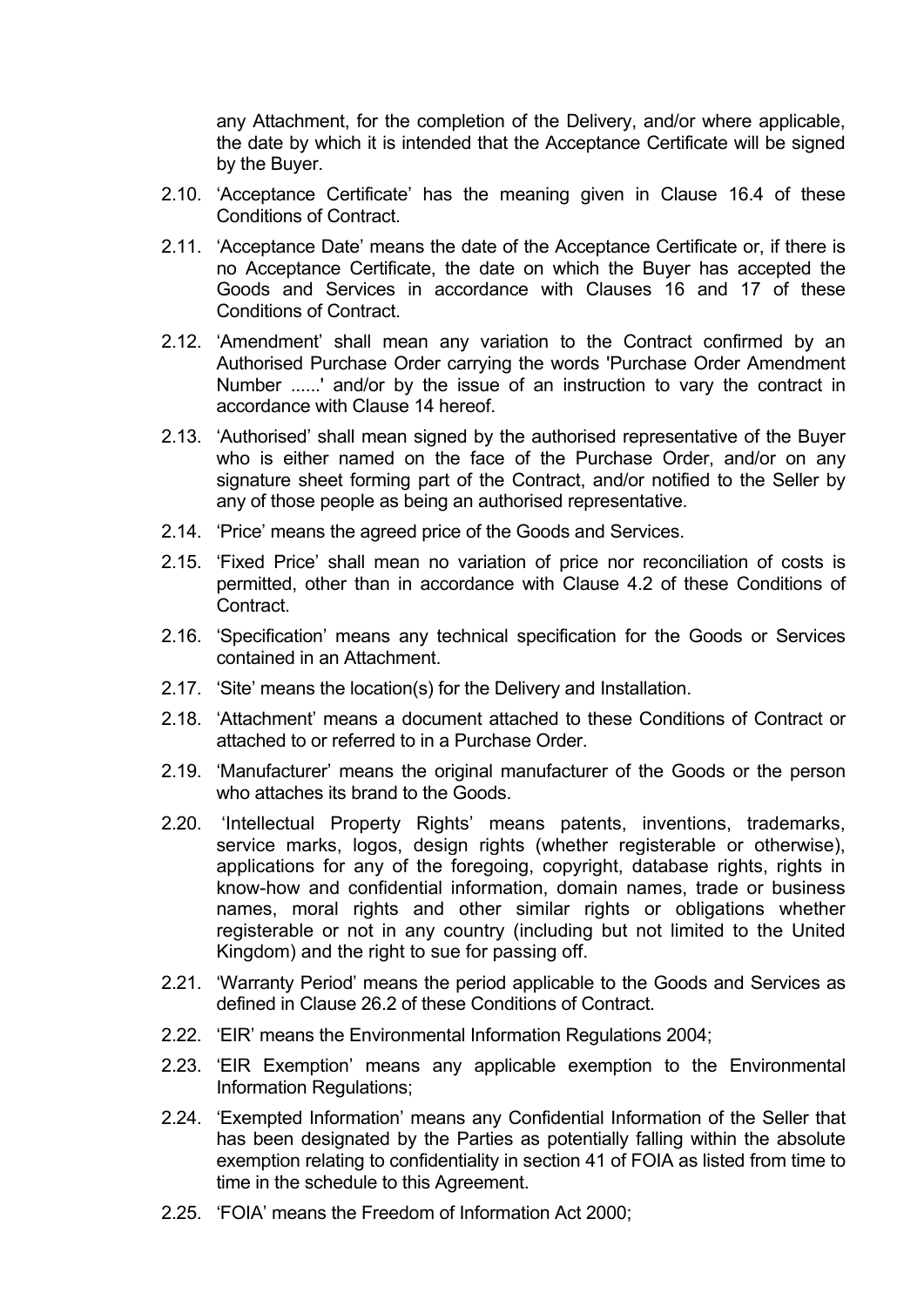any Attachment, for the completion of the Delivery, and/or where applicable, the date by which it is intended that the Acceptance Certificate will be signed by the Buyer.

2.10. 'Acceptance Certificate' has the meaning given in Clause 16.4 of these Conditions of Contract.

2.11. 'Acceptance Date' means the date of the Acceptance Certificate or, if there is no Acceptance Certificate, the date on which the Buyer has accepted the Goods and Services in accordance with Clauses 16 and 17 of these Conditions of Contract.

2.12. 'Amendment' shall mean any variation to the Contract confirmed by an Authorised Purchase Order carrying the words 'Purchase Order Amendment Number ......' and/or by the issue of an instruction to vary the contract in accordance with Clause 14 hereof.

2.13. 'Authorised' shall mean signed by the authorised representative of the Buyer who is either named on the face of the Purchase Order, and/or on any signature sheet forming part of the Contract, and/or notified to the Seller by any of those people as being an authorised representative.

2.14. 'Price' means the agreed price of the Goods and Services.

2.15. 'Fixed Price' shall mean no variation of price nor reconciliation of costs is permitted, other than in accordance with Clause 4.2 of these Conditions of Contract.

2.16. 'Specification' means any technical specification for the Goods or Services contained in an Attachment.

2.17. 'Site' means the location(s) for the Delivery and Installation.

2.18. 'Attachment' means a document attached to these Conditions of Contract or attached to or referred to in a Purchase Order.

2.19. 'Manufacturer' means the original manufacturer of the Goods or the person who attaches its brand to the Goods.

2.20. 'Intellectual Property Rights' means patents, inventions, trademarks, service marks, logos, design rights (whether registerable or otherwise), applications for any of the foregoing, copyright, database rights, rights in know-how and confidential information, domain names, trade or business names, moral rights and other similar rights or obligations whether registerable or not in any country (including but not limited to the United Kingdom) and the right to sue for passing off.

2.21. 'Warranty Period' means the period applicable to the Goods and Services as defined in Clause 26.2 of these Conditions of Contract.

2.22. 'EIR' means the Environmental Information Regulations 2004;

2.23. 'EIR Exemption' means any applicable exemption to the Environmental Information Regulations;

2.24. 'Exempted Information' means any Confidential Information of the Seller that has been designated by the Parties as potentially falling within the absolute exemption relating to confidentiality in section 41 of FOIA as listed from time to time in the schedule to this Agreement.

2.25. 'FOIA' means the Freedom of Information Act 2000;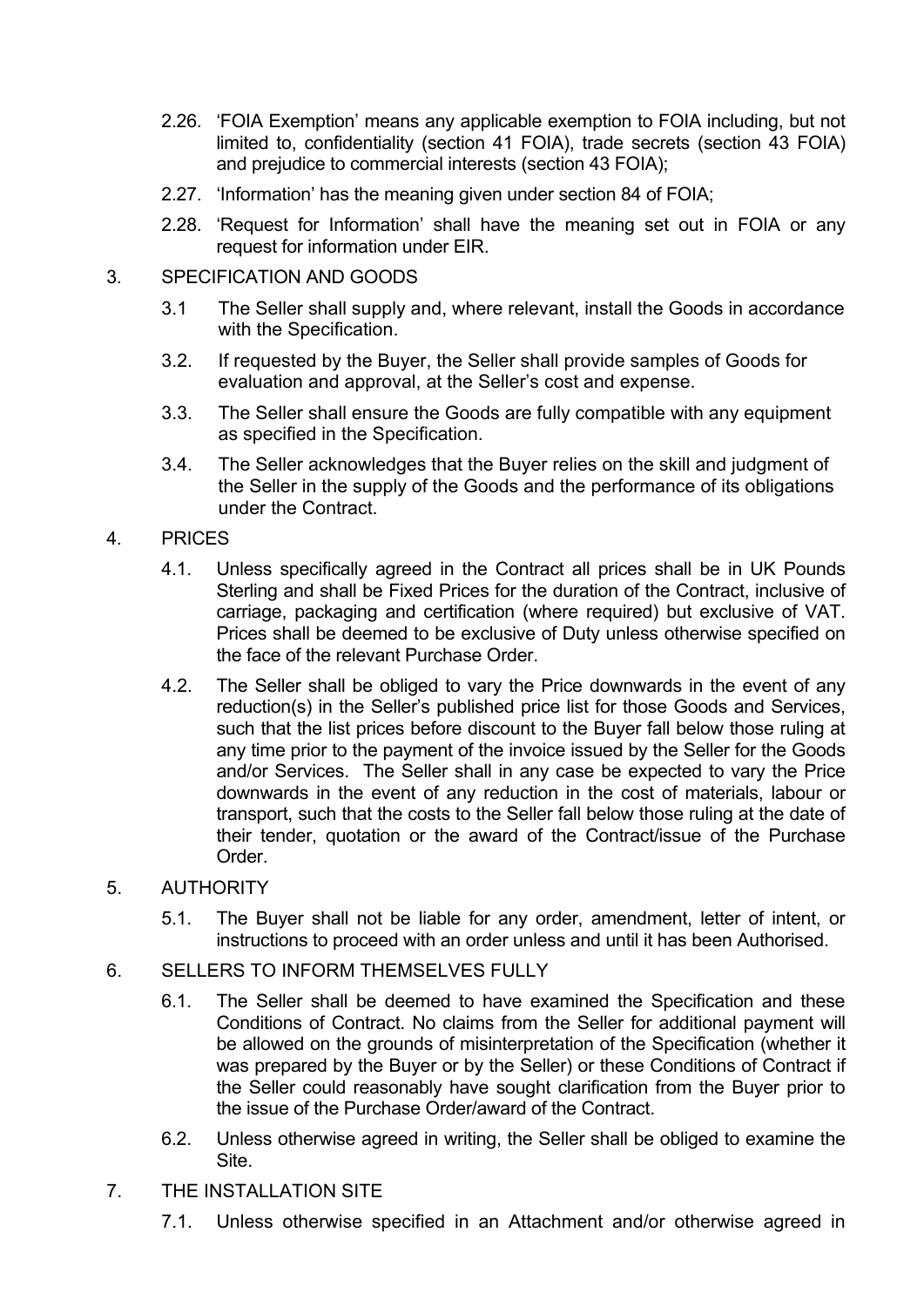2.26. 'FOIA Exemption' means any applicable exemption to FOIA including, but not limited to, confidentiality (section 41 FOIA), trade secrets (section 43 FOIA) and prejudice to commercial interests (section 43 FOIA);

2.27. 'Information' has the meaning given under section 84 of FOIA;

2.28. 'Request for Information' shall have the meaning set out in FOIA or any request for information under EIR.

## 3. SPECIFICATION AND GOODS

3.1 The Seller shall supply and, where relevant, install the Goods in accordance with the Specification.

3.2. If requested by the Buyer, the Seller shall provide samples of Goods for evaluation and approval, at the Seller's cost and expense.

3.3. The Seller shall ensure the Goods are fully compatible with any equipment as specified in the Specification.

3.4. The Seller acknowledges that the Buyer relies on the skill and judgment of the Seller in the supply of the Goods and the performance of its obligations under the Contract.

## 4. PRICES

4.1. Unless specifically agreed in the Contract all prices shall be in UK Pounds Sterling and shall be Fixed Prices for the duration of the Contract, inclusive of carriage, packaging and certification (where required) but exclusive of VAT. Prices shall be deemed to be exclusive of Duty unless otherwise specified on the face of the relevant Purchase Order.

4.2. The Seller shall be obliged to vary the Price downwards in the event of any reduction(s) in the Seller's published price list for those Goods and Services, such that the list prices before discount to the Buyer fall below those ruling at any time prior to the payment of the invoice issued by the Seller for the Goods and/or Services. The Seller shall in any case be expected to vary the Price downwards in the event of any reduction in the cost of materials, labour or transport, such that the costs to the Seller fall below those ruling at the date of their tender, quotation or the award of the Contract/issue of the Purchase Order.

## 5. AUTHORITY

5.1. The Buyer shall not be liable for any order, amendment, letter of intent, or instructions to proceed with an order unless and until it has been Authorised.

## 6. SELLERS TO INFORM THEMSELVES FULLY

6.1. The Seller shall be deemed to have examined the Specification and these Conditions of Contract. No claims from the Seller for additional payment will be allowed on the grounds of misinterpretation of the Specification (whether it was prepared by the Buyer or by the Seller) or these Conditions of Contract if the Seller could reasonably have sought clarification from the Buyer prior to the issue of the Purchase Order/award of the Contract.

6.2. Unless otherwise agreed in writing, the Seller shall be obliged to examine the Site.

## 7. THE INSTALLATION SITE

7.1. Unless otherwise specified in an Attachment and/or otherwise agreed in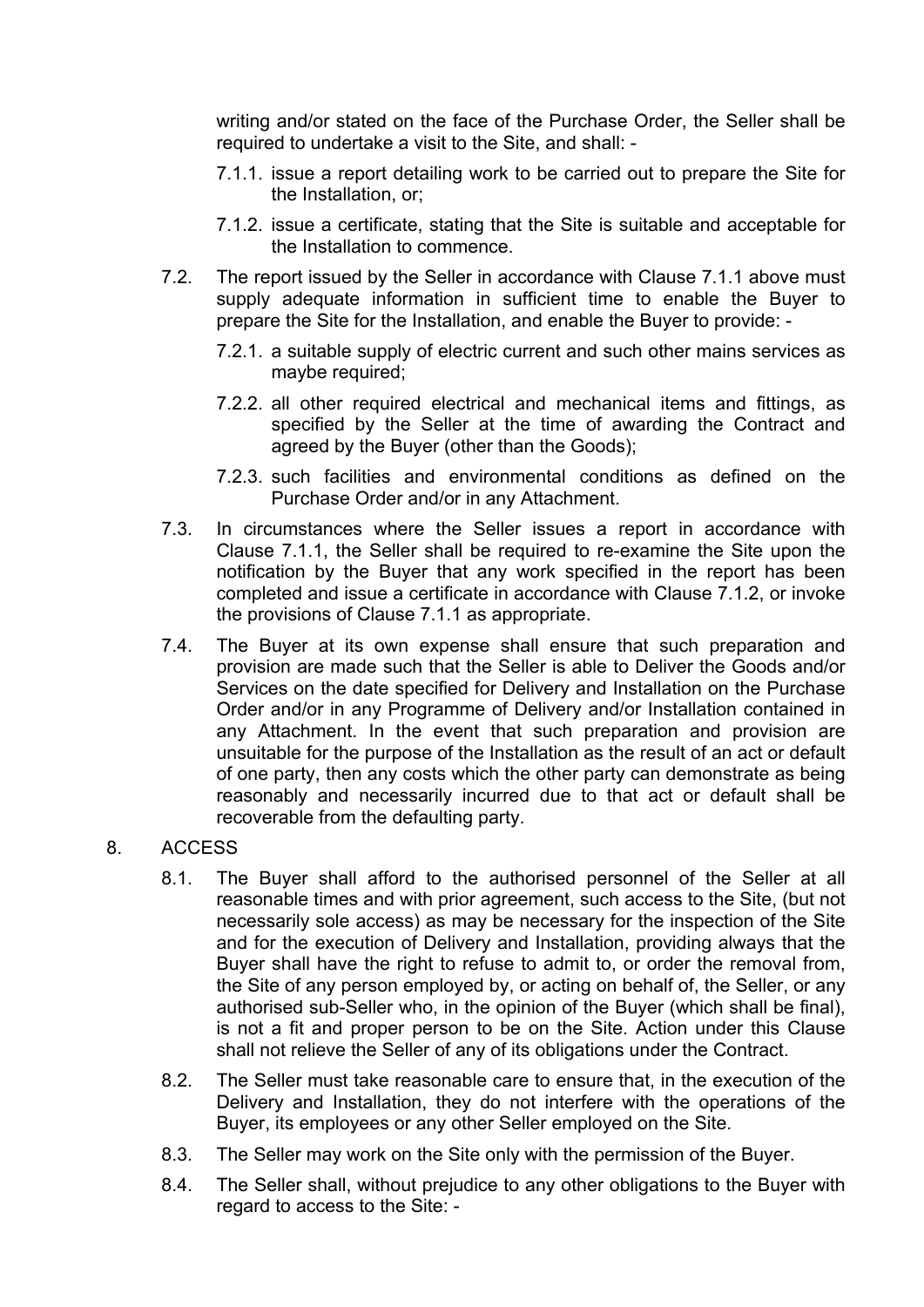writing and/or stated on the face of the Purchase Order, the Seller shall be required to undertake a visit to the Site, and shall: -

7.1.1. issue a report detailing work to be carried out to prepare the Site for the Installation, or;

7.1.2. issue a certificate, stating that the Site is suitable and acceptable for the Installation to commence.

7.2. The report issued by the Seller in accordance with Clause 7.1.1 above must supply adequate information in sufficient time to enable the Buyer to prepare the Site for the Installation, and enable the Buyer to provide: -

7.2.1. a suitable supply of electric current and such other mains services as maybe required;

7.2.2. all other required electrical and mechanical items and fittings, as specified by the Seller at the time of awarding the Contract and agreed by the Buyer (other than the Goods);

7.2.3. such facilities and environmental conditions as defined on the Purchase Order and/or in any Attachment.

7.3. In circumstances where the Seller issues a report in accordance with Clause 7.1.1, the Seller shall be required to re-examine the Site upon the notification by the Buyer that any work specified in the report has been completed and issue a certificate in accordance with Clause 7.1.2, or invoke the provisions of Clause 7.1.1 as appropriate.

7.4. The Buyer at its own expense shall ensure that such preparation and provision are made such that the Seller is able to Deliver the Goods and/or Services on the date specified for Delivery and Installation on the Purchase Order and/or in any Programme of Delivery and/or Installation contained in any Attachment. In the event that such preparation and provision are unsuitable for the purpose of the Installation as the result of an act or default of one party, then any costs which the other party can demonstrate as being reasonably and necessarily incurred due to that act or default shall be recoverable from the defaulting party.

## 8. ACCESS

8.1. The Buyer shall afford to the authorised personnel of the Seller at all reasonable times and with prior agreement, such access to the Site, (but not necessarily sole access) as may be necessary for the inspection of the Site and for the execution of Delivery and Installation, providing always that the Buyer shall have the right to refuse to admit to, or order the removal from, the Site of any person employed by, or acting on behalf of, the Seller, or any authorised sub-Seller who, in the opinion of the Buyer (which shall be final), is not a fit and proper person to be on the Site. Action under this Clause shall not relieve the Seller of any of its obligations under the Contract.

8.2. The Seller must take reasonable care to ensure that, in the execution of the Delivery and Installation, they do not interfere with the operations of the Buyer, its employees or any other Seller employed on the Site.

8.3. The Seller may work on the Site only with the permission of the Buyer.

8.4. The Seller shall, without prejudice to any other obligations to the Buyer with regard to access to the Site: -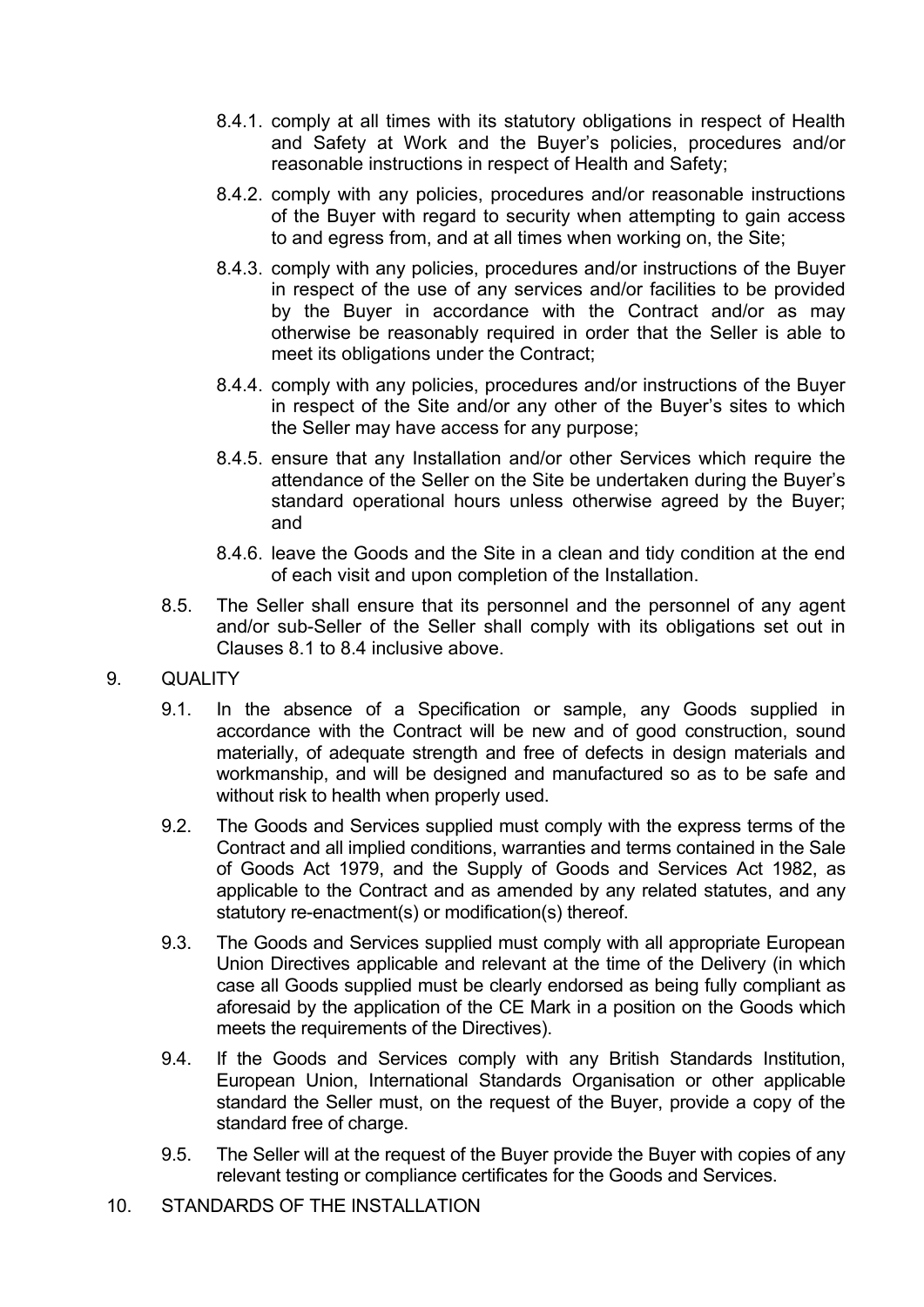8.4.1. comply at all times with its statutory obligations in respect of Health and Safety at Work and the Buyer's policies, procedures and/or reasonable instructions in respect of Health and Safety;

8.4.2. comply with any policies, procedures and/or reasonable instructions of the Buyer with regard to security when attempting to gain access to and egress from, and at all times when working on, the Site;

8.4.3. comply with any policies, procedures and/or instructions of the Buyer in respect of the use of any services and/or facilities to be provided by the Buyer in accordance with the Contract and/or as may otherwise be reasonably required in order that the Seller is able to meet its obligations under the Contract;

8.4.4. comply with any policies, procedures and/or instructions of the Buyer in respect of the Site and/or any other of the Buyer's sites to which the Seller may have access for any purpose;

8.4.5. ensure that any Installation and/or other Services which require the attendance of the Seller on the Site be undertaken during the Buyer's standard operational hours unless otherwise agreed by the Buyer; and

8.4.6. leave the Goods and the Site in a clean and tidy condition at the end of each visit and upon completion of the Installation.

8.5. The Seller shall ensure that its personnel and the personnel of any agent and/or sub-Seller of the Seller shall comply with its obligations set out in Clauses 8.1 to 8.4 inclusive above.

## 9. QUALITY

9.1. In the absence of a Specification or sample, any Goods supplied in accordance with the Contract will be new and of good construction, sound materially, of adequate strength and free of defects in design materials and workmanship, and will be designed and manufactured so as to be safe and without risk to health when properly used.

9.2. The Goods and Services supplied must comply with the express terms of the Contract and all implied conditions, warranties and terms contained in the Sale of Goods Act 1979, and the Supply of Goods and Services Act 1982, as applicable to the Contract and as amended by any related statutes, and any statutory re-enactment(s) or modification(s) thereof.

9.3. The Goods and Services supplied must comply with all appropriate European Union Directives applicable and relevant at the time of the Delivery (in which case all Goods supplied must be clearly endorsed as being fully compliant as aforesaid by the application of the CE Mark in a position on the Goods which meets the requirements of the Directives).

9.4. If the Goods and Services comply with any British Standards Institution, European Union, International Standards Organisation or other applicable standard the Seller must, on the request of the Buyer, provide a copy of the standard free of charge.

9.5. The Seller will at the request of the Buyer provide the Buyer with copies of any relevant testing or compliance certificates for the Goods and Services.

## 10. STANDARDS OF THE INSTALLATION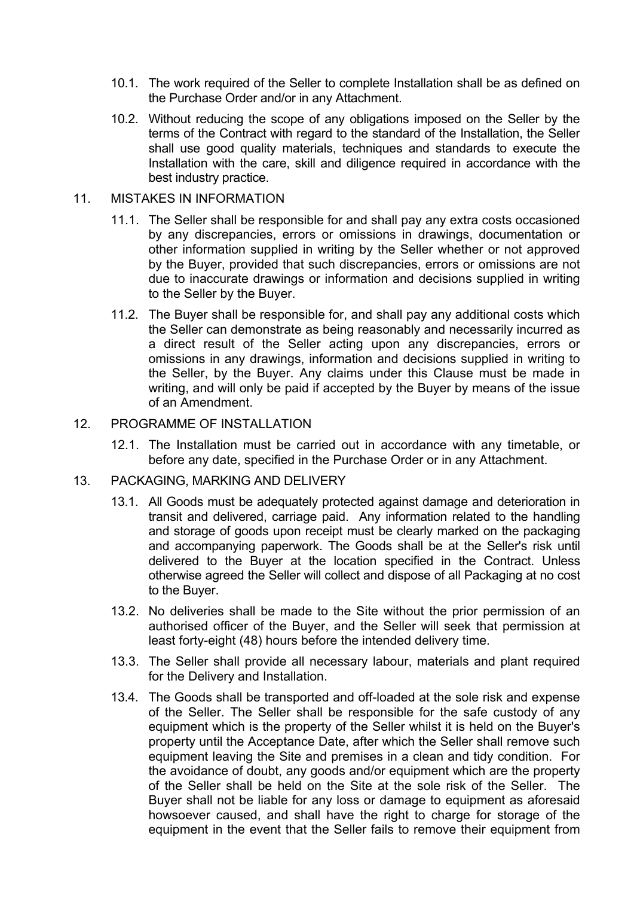10.1. The work required of the Seller to complete Installation shall be as defined on the Purchase Order and/or in any Attachment.

10.2. Without reducing the scope of any obligations imposed on the Seller by the terms of the Contract with regard to the standard of the Installation, the Seller shall use good quality materials, techniques and standards to execute the Installation with the care, skill and diligence required in accordance with the best industry practice.

## 11. MISTAKES IN INFORMATION

11.1. The Seller shall be responsible for and shall pay any extra costs occasioned by any discrepancies, errors or omissions in drawings, documentation or other information supplied in writing by the Seller whether or not approved by the Buyer, provided that such discrepancies, errors or omissions are not due to inaccurate drawings or information and decisions supplied in writing to the Seller by the Buyer.

11.2. The Buyer shall be responsible for, and shall pay any additional costs which the Seller can demonstrate as being reasonably and necessarily incurred as a direct result of the Seller acting upon any discrepancies, errors or omissions in any drawings, information and decisions supplied in writing to the Seller, by the Buyer. Any claims under this Clause must be made in writing, and will only be paid if accepted by the Buyer by means of the issue of an Amendment.

## 12. PROGRAMME OF INSTALLATION

12.1. The Installation must be carried out in accordance with any timetable, or before any date, specified in the Purchase Order or in any Attachment.

## 13. PACKAGING, MARKING AND DELIVERY

13.1. All Goods must be adequately protected against damage and deterioration in transit and delivered, carriage paid. Any information related to the handling and storage of goods upon receipt must be clearly marked on the packaging and accompanying paperwork. The Goods shall be at the Seller's risk until delivered to the Buyer at the location specified in the Contract. Unless otherwise agreed the Seller will collect and dispose of all Packaging at no cost to the Buyer.

13.2. No deliveries shall be made to the Site without the prior permission of an authorised officer of the Buyer, and the Seller will seek that permission at least forty-eight (48) hours before the intended delivery time.

13.3. The Seller shall provide all necessary labour, materials and plant required for the Delivery and Installation.

13.4. The Goods shall be transported and off-loaded at the sole risk and expense of the Seller. The Seller shall be responsible for the safe custody of any equipment which is the property of the Seller whilst it is held on the Buyer's property until the Acceptance Date, after which the Seller shall remove such equipment leaving the Site and premises in a clean and tidy condition. For the avoidance of doubt, any goods and/or equipment which are the property of the Seller shall be held on the Site at the sole risk of the Seller. The Buyer shall not be liable for any loss or damage to equipment as aforesaid howsoever caused, and shall have the right to charge for storage of the equipment in the event that the Seller fails to remove their equipment from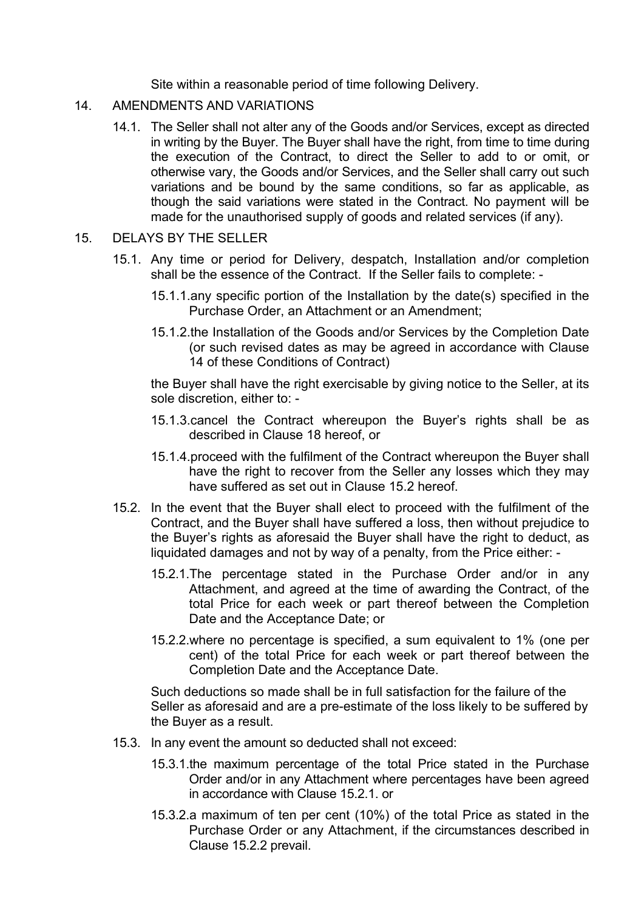Site within a reasonable period of time following Delivery.

14. AMENDMENTS AND VARIATIONS

14.1. The Seller shall not alter any of the Goods and/or Services, except as directed in writing by the Buyer. The Buyer shall have the right, from time to time during the execution of the Contract, to direct the Seller to add to or omit, or otherwise vary, the Goods and/or Services, and the Seller shall carry out such variations and be bound by the same conditions, so far as applicable, as though the said variations were stated in the Contract. No payment will be made for the unauthorised supply of goods and related services (if any).

15. DELAYS BY THE SELLER

15.1. Any time or period for Delivery, despatch, Installation and/or completion shall be the essence of the Contract. If the Seller fails to complete: -

15.1.1. any specific portion of the Installation by the date(s) specified in the Purchase Order, an Attachment or an Amendment;

15.1.2. the Installation of the Goods and/or Services by the Completion Date (or such revised dates as may be agreed in accordance with Clause 14 of these Conditions of Contract)

the Buyer shall have the right exercisable by giving notice to the Seller, at its sole discretion, either to: -

15.1.3. cancel the Contract whereupon the Buyer's rights shall be as described in Clause 18 hereof, or

15.1.4. proceed with the fulfilment of the Contract whereupon the Buyer shall have the right to recover from the Seller any losses which they may have suffered as set out in Clause 15.2 hereof.

15.2. In the event that the Buyer shall elect to proceed with the fulfilment of the Contract, and the Buyer shall have suffered a loss, then without prejudice to the Buyer's rights as aforesaid the Buyer shall have the right to deduct, as liquidated damages and not by way of a penalty, from the Price either: -

15.2.1. The percentage stated in the Purchase Order and/or in any Attachment, and agreed at the time of awarding the Contract, of the total Price for each week or part thereof between the Completion Date and the Acceptance Date; or

15.2.2. where no percentage is specified, a sum equivalent to 1% (one per cent) of the total Price for each week or part thereof between the Completion Date and the Acceptance Date.

Such deductions so made shall be in full satisfaction for the failure of the Seller as aforesaid and are a pre-estimate of the loss likely to be suffered by the Buyer as a result.

15.3. In any event the amount so deducted shall not exceed:

15.3.1. the maximum percentage of the total Price stated in the Purchase Order and/or in any Attachment where percentages have been agreed in accordance with Clause 15.2.1. or

15.3.2. a maximum of ten per cent (10%) of the total Price as stated in the Purchase Order or any Attachment, if the circumstances described in Clause 15.2.2 prevail.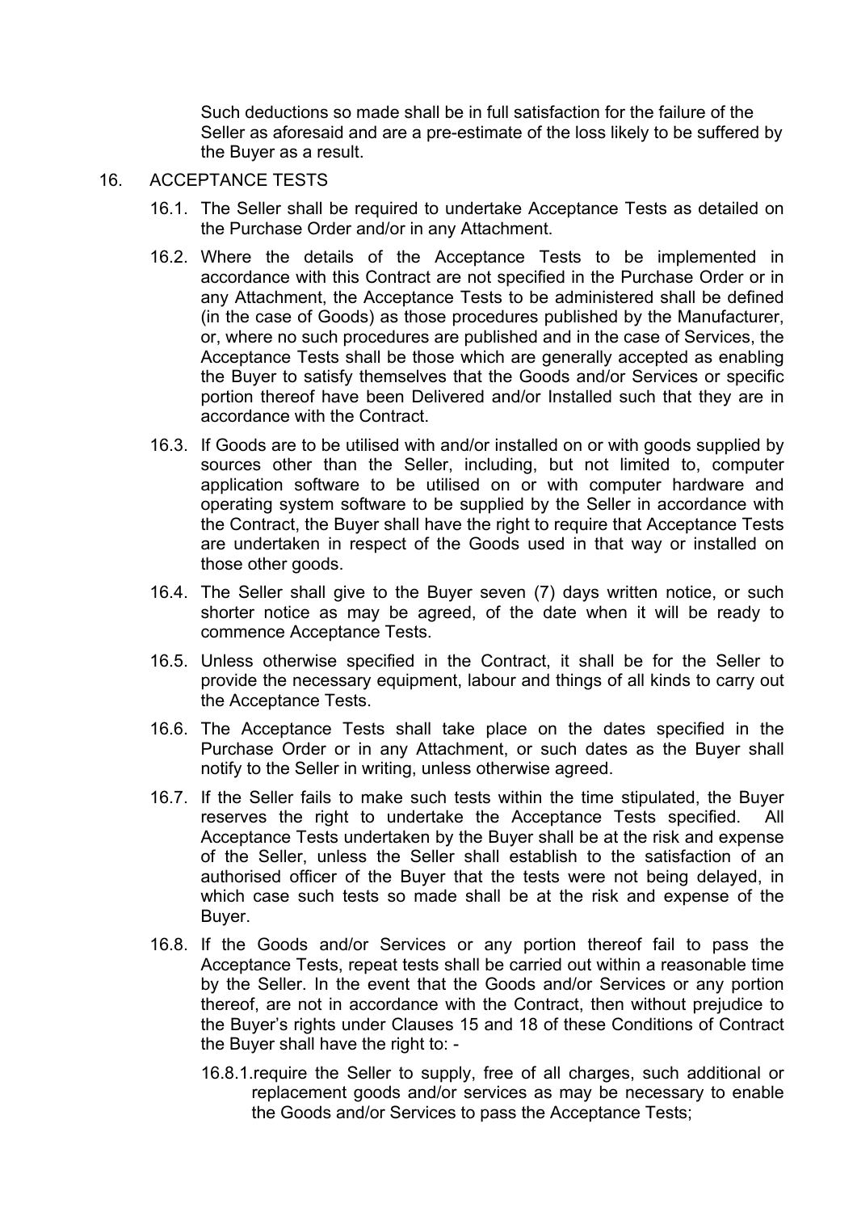Such deductions so made shall be in full satisfaction for the failure of the Seller as aforesaid and are a pre-estimate of the loss likely to be suffered by the Buyer as a result.

## 16. ACCEPTANCE TESTS

16.1. The Seller shall be required to undertake Acceptance Tests as detailed on the Purchase Order and/or in any Attachment.

16.2. Where the details of the Acceptance Tests to be implemented in accordance with this Contract are not specified in the Purchase Order or in any Attachment, the Acceptance Tests to be administered shall be defined (in the case of Goods) as those procedures published by the Manufacturer, or, where no such procedures are published and in the case of Services, the Acceptance Tests shall be those which are generally accepted as enabling the Buyer to satisfy themselves that the Goods and/or Services or specific portion thereof have been Delivered and/or Installed such that they are in accordance with the Contract.

16.3. If Goods are to be utilised with and/or installed on or with goods supplied by sources other than the Seller, including, but not limited to, computer application software to be utilised on or with computer hardware and operating system software to be supplied by the Seller in accordance with the Contract, the Buyer shall have the right to require that Acceptance Tests are undertaken in respect of the Goods used in that way or installed on those other goods.

16.4. The Seller shall give to the Buyer seven (7) days written notice, or such shorter notice as may be agreed, of the date when it will be ready to commence Acceptance Tests.

16.5. Unless otherwise specified in the Contract, it shall be for the Seller to provide the necessary equipment, labour and things of all kinds to carry out the Acceptance Tests.

16.6. The Acceptance Tests shall take place on the dates specified in the Purchase Order or in any Attachment, or such dates as the Buyer shall notify to the Seller in writing, unless otherwise agreed.

16.7. If the Seller fails to make such tests within the time stipulated, the Buyer reserves the right to undertake the Acceptance Tests specified. All Acceptance Tests undertaken by the Buyer shall be at the risk and expense of the Seller, unless the Seller shall establish to the satisfaction of an authorised officer of the Buyer that the tests were not being delayed, in which case such tests so made shall be at the risk and expense of the Buyer.

16.8. If the Goods and/or Services or any portion thereof fail to pass the Acceptance Tests, repeat tests shall be carried out within a reasonable time by the Seller. In the event that the Goods and/or Services or any portion thereof, are not in accordance with the Contract, then without prejudice to the Buyer's rights under Clauses 15 and 18 of these Conditions of Contract the Buyer shall have the right to: -

16.8.1. require the Seller to supply, free of all charges, such additional or replacement goods and/or services as may be necessary to enable the Goods and/or Services to pass the Acceptance Tests;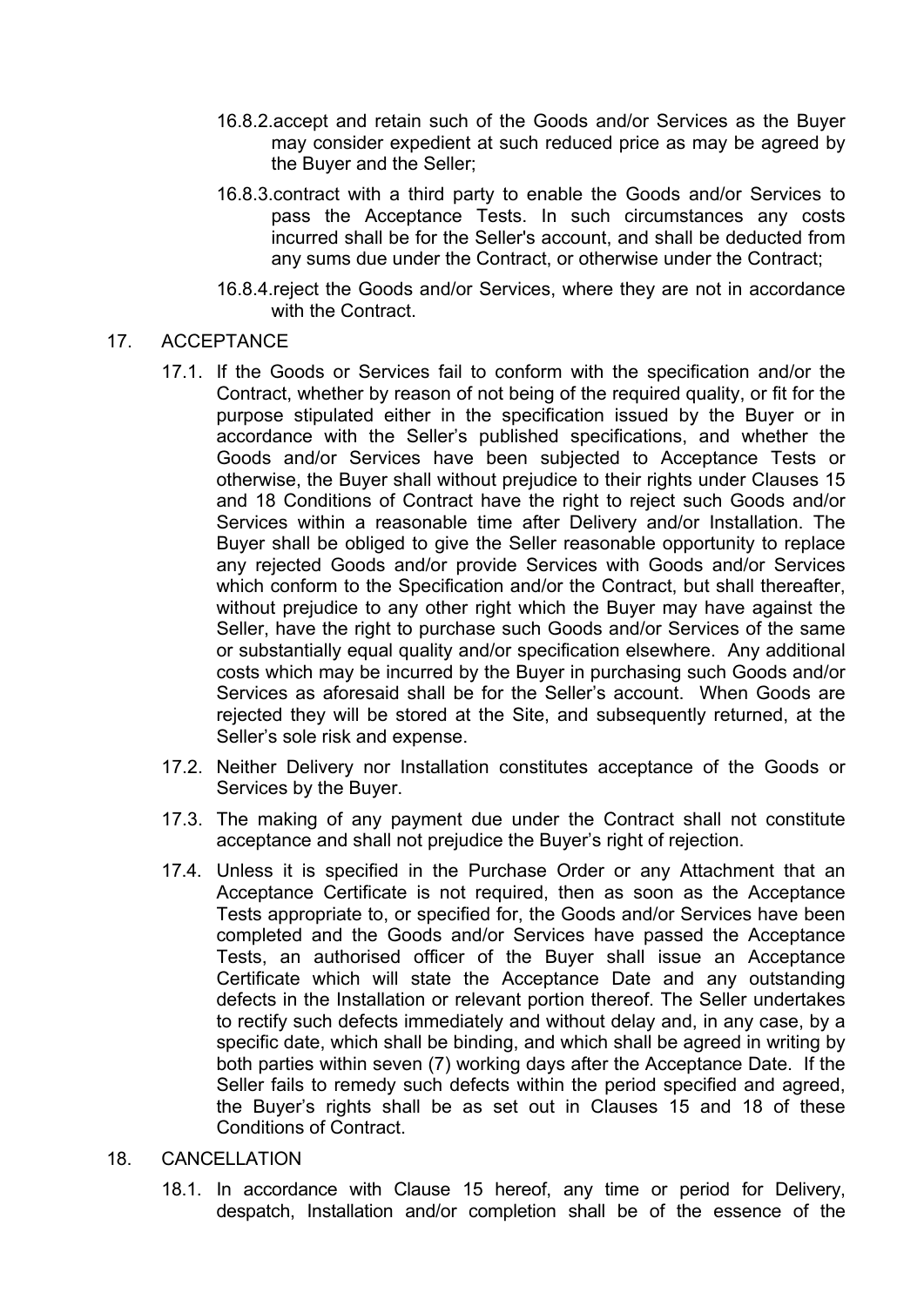16.8.2. accept and retain such of the Goods and/or Services as the Buyer may consider expedient at such reduced price as may be agreed by the Buyer and the Seller;

16.8.3. contract with a third party to enable the Goods and/or Services to pass the Acceptance Tests. In such circumstances any costs incurred shall be for the Seller's account, and shall be deducted from any sums due under the Contract, or otherwise under the Contract;

16.8.4. reject the Goods and/or Services, where they are not in accordance with the Contract.

## 17. ACCEPTANCE

17.1. If the Goods or Services fail to conform with the specification and/or the Contract, whether by reason of not being of the required quality, or fit for the purpose stipulated either in the specification issued by the Buyer or in accordance with the Seller's published specifications, and whether the Goods and/or Services have been subjected to Acceptance Tests or otherwise, the Buyer shall without prejudice to their rights under Clauses 15 and 18 Conditions of Contract have the right to reject such Goods and/or Services within a reasonable time after Delivery and/or Installation. The Buyer shall be obliged to give the Seller reasonable opportunity to replace any rejected Goods and/or provide Services with Goods and/or Services which conform to the Specification and/or the Contract, but shall thereafter, without prejudice to any other right which the Buyer may have against the Seller, have the right to purchase such Goods and/or Services of the same or substantially equal quality and/or specification elsewhere. Any additional costs which may be incurred by the Buyer in purchasing such Goods and/or Services as aforesaid shall be for the Seller's account. When Goods are rejected they will be stored at the Site, and subsequently returned, at the Seller's sole risk and expense.

17.2. Neither Delivery nor Installation constitutes acceptance of the Goods or Services by the Buyer.

17.3. The making of any payment due under the Contract shall not constitute acceptance and shall not prejudice the Buyer's right of rejection.

17.4. Unless it is specified in the Purchase Order or any Attachment that an Acceptance Certificate is not required, then as soon as the Acceptance Tests appropriate to, or specified for, the Goods and/or Services have been completed and the Goods and/or Services have passed the Acceptance Tests, an authorised officer of the Buyer shall issue an Acceptance Certificate which will state the Acceptance Date and any outstanding defects in the Installation or relevant portion thereof. The Seller undertakes to rectify such defects immediately and without delay and, in any case, by a specific date, which shall be binding, and which shall be agreed in writing by both parties within seven (7) working days after the Acceptance Date. If the Seller fails to remedy such defects within the period specified and agreed, the Buyer's rights shall be as set out in Clauses 15 and 18 of these Conditions of Contract.

## 18. CANCELLATION

18.1. In accordance with Clause 15 hereof, any time or period for Delivery, despatch, Installation and/or completion shall be of the essence of the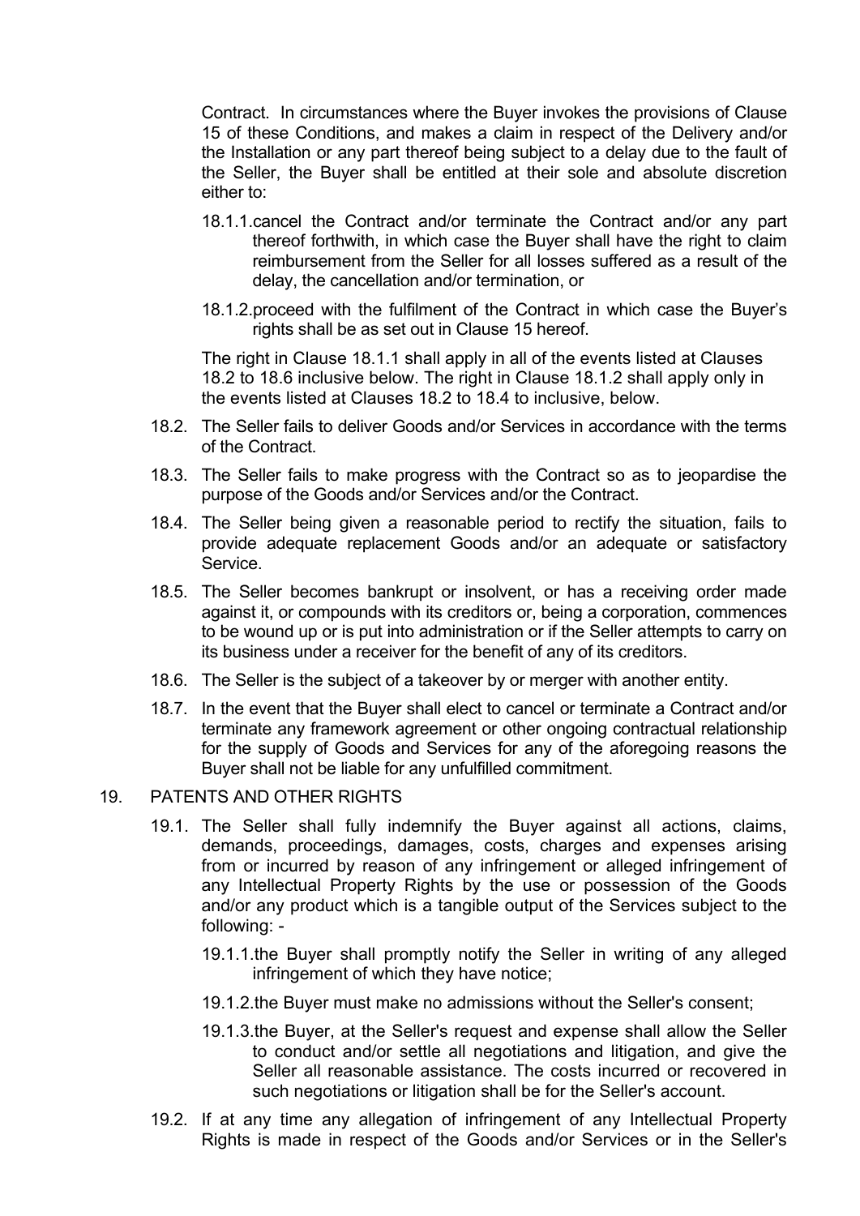Contract. In circumstances where the Buyer invokes the provisions of Clause 15 of these Conditions, and makes a claim in respect of the Delivery and/or the Installation or any part thereof being subject to a delay due to the fault of the Seller, the Buyer shall be entitled at their sole and absolute discretion either to:

18.1.1. cancel the Contract and/or terminate the Contract and/or any part thereof forthwith, in which case the Buyer shall have the right to claim reimbursement from the Seller for all losses suffered as a result of the delay, the cancellation and/or termination, or

18.1.2. proceed with the fulfilment of the Contract in which case the Buyer's rights shall be as set out in Clause 15 hereof.

The right in Clause 18.1.1 shall apply in all of the events listed at Clauses 18.2 to 18.6 inclusive below. The right in Clause 18.1.2 shall apply only in the events listed at Clauses 18.2 to 18.4 to inclusive, below.

18.2. The Seller fails to deliver Goods and/or Services in accordance with the terms of the Contract.

18.3. The Seller fails to make progress with the Contract so as to jeopardise the purpose of the Goods and/or Services and/or the Contract.

18.4. The Seller being given a reasonable period to rectify the situation, fails to provide adequate replacement Goods and/or an adequate or satisfactory Service.

18.5. The Seller becomes bankrupt or insolvent, or has a receiving order made against it, or compounds with its creditors or, being a corporation, commences to be wound up or is put into administration or if the Seller attempts to carry on its business under a receiver for the benefit of any of its creditors.

18.6. The Seller is the subject of a takeover by or merger with another entity.

18.7. In the event that the Buyer shall elect to cancel or terminate a Contract and/or terminate any framework agreement or other ongoing contractual relationship for the supply of Goods and Services for any of the aforegoing reasons the Buyer shall not be liable for any unfulfilled commitment.

## 19. PATENTS AND OTHER RIGHTS

19.1. The Seller shall fully indemnify the Buyer against all actions, claims, demands, proceedings, damages, costs, charges and expenses arising from or incurred by reason of any infringement or alleged infringement of any Intellectual Property Rights by the use or possession of the Goods and/or any product which is a tangible output of the Services subject to the following: -

19.1.1. the Buyer shall promptly notify the Seller in writing of any alleged infringement of which they have notice;

19.1.2. the Buyer must make no admissions without the Seller's consent;

19.1.3. the Buyer, at the Seller's request and expense shall allow the Seller to conduct and/or settle all negotiations and litigation, and give the Seller all reasonable assistance. The costs incurred or recovered in such negotiations or litigation shall be for the Seller's account.

19.2. If at any time any allegation of infringement of any Intellectual Property Rights is made in respect of the Goods and/or Services or in the Seller's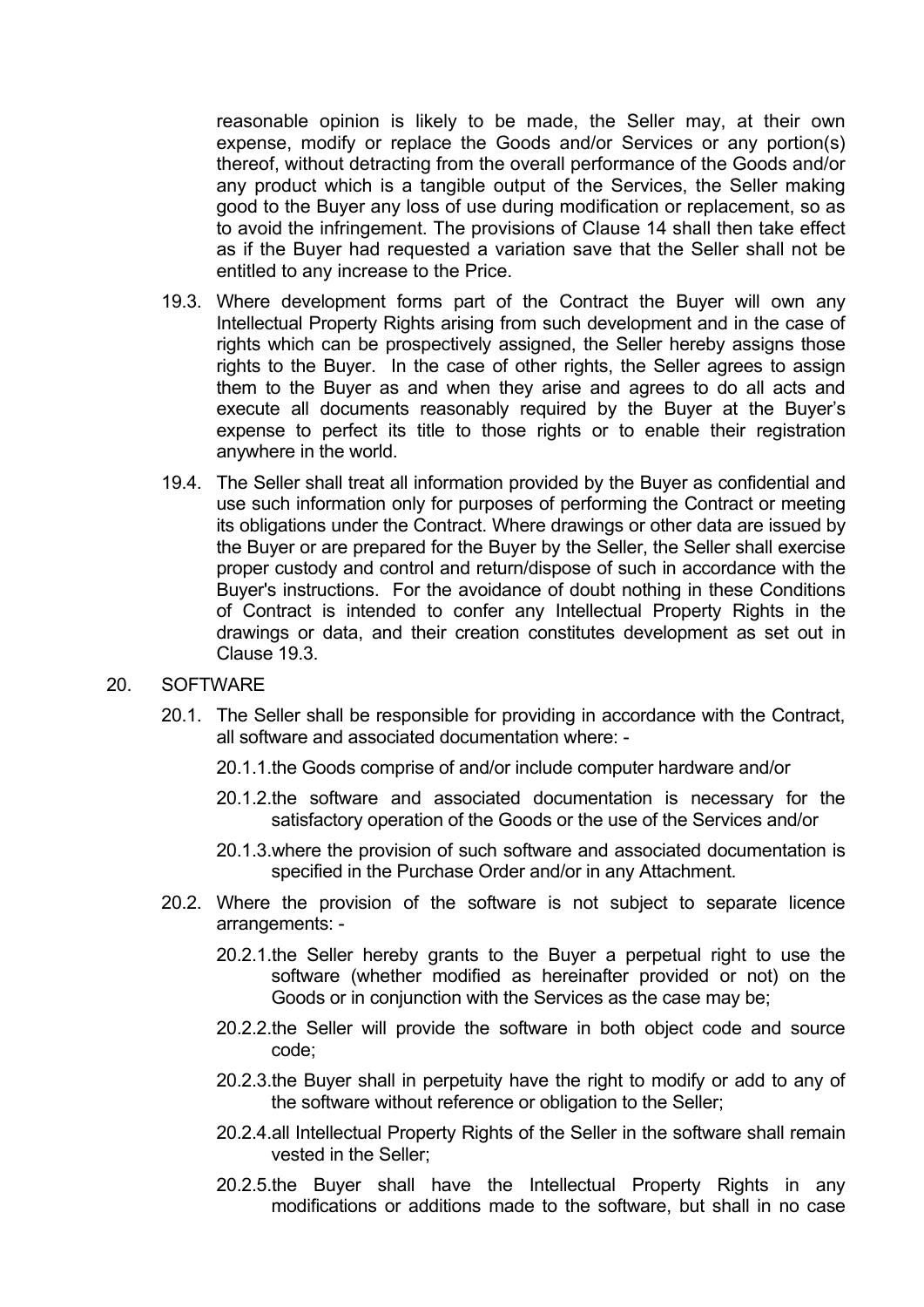reasonable opinion is likely to be made, the Seller may, at their own expense, modify or replace the Goods and/or Services or any portion(s) thereof, without detracting from the overall performance of the Goods and/or any product which is a tangible output of the Services, the Seller making good to the Buyer any loss of use during modification or replacement, so as to avoid the infringement. The provisions of Clause 14 shall then take effect as if the Buyer had requested a variation save that the Seller shall not be entitled to any increase to the Price.

19.3. Where development forms part of the Contract the Buyer will own any Intellectual Property Rights arising from such development and in the case of rights which can be prospectively assigned, the Seller hereby assigns those rights to the Buyer. In the case of other rights, the Seller agrees to assign them to the Buyer as and when they arise and agrees to do all acts and execute all documents reasonably required by the Buyer at the Buyer's expense to perfect its title to those rights or to enable their registration anywhere in the world.

19.4. The Seller shall treat all information provided by the Buyer as confidential and use such information only for purposes of performing the Contract or meeting its obligations under the Contract. Where drawings or other data are issued by the Buyer or are prepared for the Buyer by the Seller, the Seller shall exercise proper custody and control and return/dispose of such in accordance with the Buyer's instructions. For the avoidance of doubt nothing in these Conditions of Contract is intended to confer any Intellectual Property Rights in the drawings or data, and their creation constitutes development as set out in Clause 19.3.

20. SOFTWARE

20.1. The Seller shall be responsible for providing in accordance with the Contract, all software and associated documentation where: -

20.1.1. the Goods comprise of and/or include computer hardware and/or

20.1.2. the software and associated documentation is necessary for the satisfactory operation of the Goods or the use of the Services and/or

20.1.3. where the provision of such software and associated documentation is specified in the Purchase Order and/or in any Attachment.

20.2. Where the provision of the software is not subject to separate licence arrangements: -

20.2.1. the Seller hereby grants to the Buyer a perpetual right to use the software (whether modified as hereinafter provided or not) on the Goods or in conjunction with the Services as the case may be;

20.2.2. the Seller will provide the software in both object code and source code;

20.2.3. the Buyer shall in perpetuity have the right to modify or add to any of the software without reference or obligation to the Seller;

20.2.4. all Intellectual Property Rights of the Seller in the software shall remain vested in the Seller;

20.2.5. the Buyer shall have the Intellectual Property Rights in any modifications or additions made to the software, but shall in no case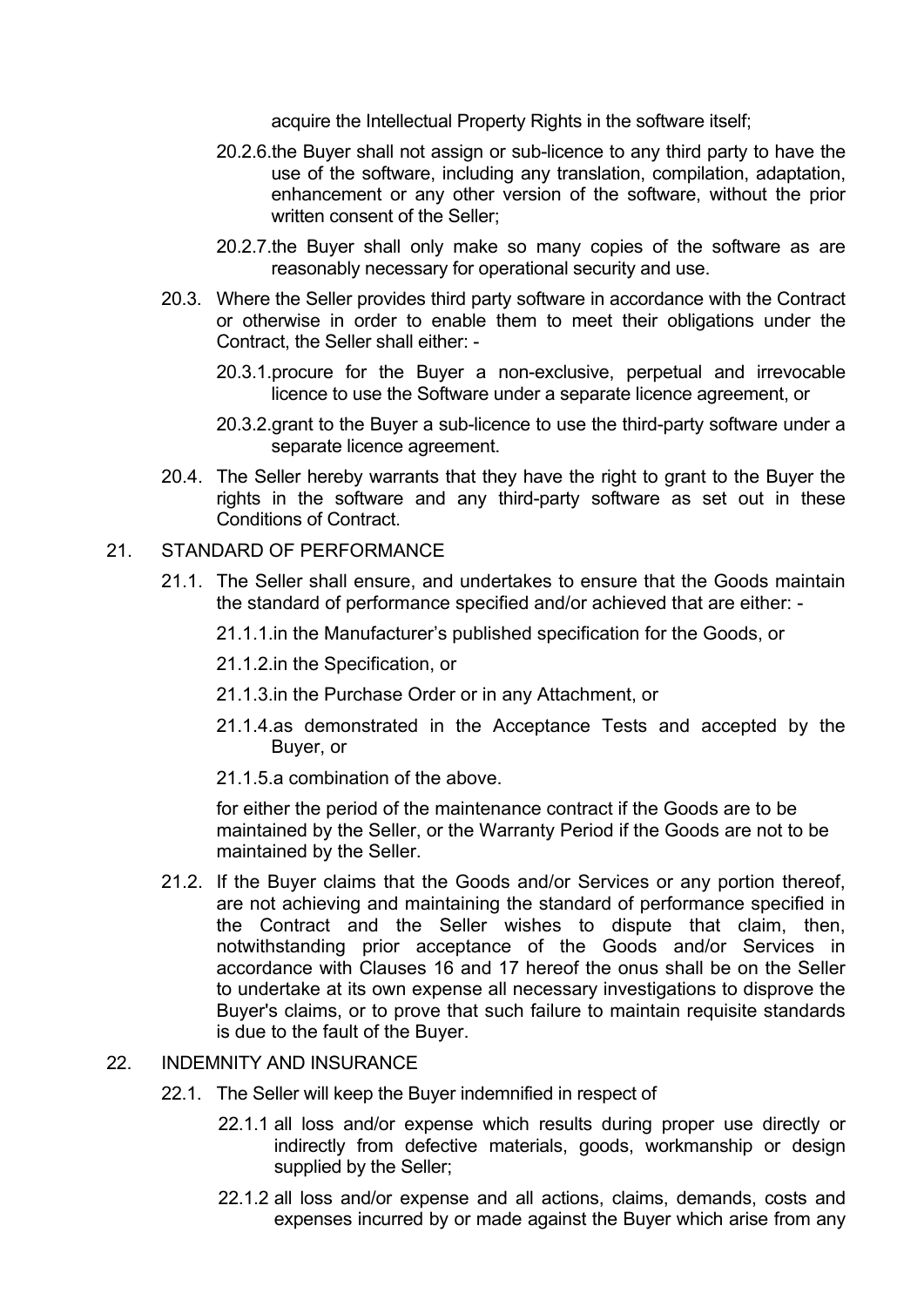acquire the Intellectual Property Rights in the software itself;

20.2.6. the Buyer shall not assign or sub-licence to any third party to have the use of the software, including any translation, compilation, adaptation, enhancement or any other version of the software, without the prior written consent of the Seller;

20.2.7. the Buyer shall only make so many copies of the software as are reasonably necessary for operational security and use.

20.3. Where the Seller provides third party software in accordance with the Contract or otherwise in order to enable them to meet their obligations under the Contract, the Seller shall either: -

20.3.1. procure for the Buyer a non-exclusive, perpetual and irrevocable licence to use the Software under a separate licence agreement, or

20.3.2. grant to the Buyer a sub-licence to use the third-party software under a separate licence agreement.

20.4. The Seller hereby warrants that they have the right to grant to the Buyer the rights in the software and any third-party software as set out in these Conditions of Contract.

## 21. STANDARD OF PERFORMANCE

21.1. The Seller shall ensure, and undertakes to ensure that the Goods maintain the standard of performance specified and/or achieved that are either: -

21.1.1. in the Manufacturer's published specification for the Goods, or

21.1.2. in the Specification, or

21.1.3. in the Purchase Order or in any Attachment, or

21.1.4. as demonstrated in the Acceptance Tests and accepted by the Buyer, or

21.1.5. a combination of the above.

for either the period of the maintenance contract if the Goods are to be maintained by the Seller, or the Warranty Period if the Goods are not to be maintained by the Seller.

21.2. If the Buyer claims that the Goods and/or Services or any portion thereof, are not achieving and maintaining the standard of performance specified in the Contract and the Seller wishes to dispute that claim, then, notwithstanding prior acceptance of the Goods and/or Services in accordance with Clauses 16 and 17 hereof the onus shall be on the Seller to undertake at its own expense all necessary investigations to disprove the Buyer's claims, or to prove that such failure to maintain requisite standards is due to the fault of the Buyer.

## 22. INDEMNITY AND INSURANCE

22.1. The Seller will keep the Buyer indemnified in respect of

22.1.1 all loss and/or expense which results during proper use directly or indirectly from defective materials, goods, workmanship or design supplied by the Seller;

22.1.2 all loss and/or expense and all actions, claims, demands, costs and expenses incurred by or made against the Buyer which arise from any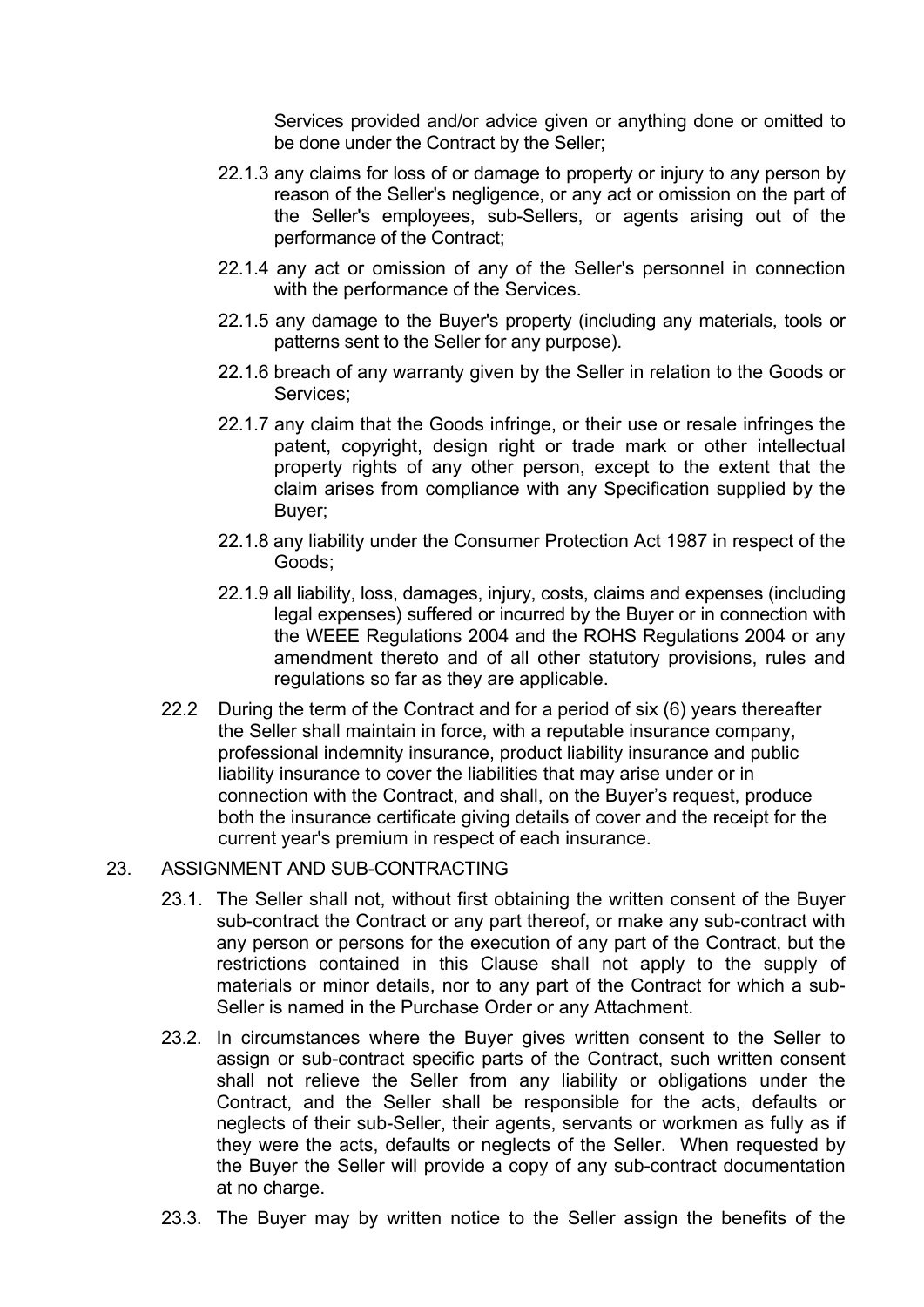Services provided and/or advice given or anything done or omitted to be done under the Contract by the Seller;

22.1.3 any claims for loss of or damage to property or injury to any person by reason of the Seller's negligence, or any act or omission on the part of the Seller's employees, sub-Sellers, or agents arising out of the performance of the Contract;

22.1.4 any act or omission of any of the Seller's personnel in connection with the performance of the Services.

22.1.5 any damage to the Buyer's property (including any materials, tools or patterns sent to the Seller for any purpose).

22.1.6 breach of any warranty given by the Seller in relation to the Goods or Services;

22.1.7 any claim that the Goods infringe, or their use or resale infringes the patent, copyright, design right or trade mark or other intellectual property rights of any other person, except to the extent that the claim arises from compliance with any Specification supplied by the Buyer;

22.1.8 any liability under the Consumer Protection Act 1987 in respect of the Goods;

22.1.9 all liability, loss, damages, injury, costs, claims and expenses (including legal expenses) suffered or incurred by the Buyer or in connection with the WEEE Regulations 2004 and the ROHS Regulations 2004 or any amendment thereto and of all other statutory provisions, rules and regulations so far as they are applicable.

22.2 During the term of the Contract and for a period of six (6) years thereafter the Seller shall maintain in force, with a reputable insurance company, professional indemnity insurance, product liability insurance and public liability insurance to cover the liabilities that may arise under or in connection with the Contract, and shall, on the Buyer's request, produce both the insurance certificate giving details of cover and the receipt for the current year's premium in respect of each insurance.

23. ASSIGNMENT AND SUB-CONTRACTING

23.1. The Seller shall not, without first obtaining the written consent of the Buyer sub-contract the Contract or any part thereof, or make any sub-contract with any person or persons for the execution of any part of the Contract, but the restrictions contained in this Clause shall not apply to the supply of materials or minor details, nor to any part of the Contract for which a sub-Seller is named in the Purchase Order or any Attachment.

23.2. In circumstances where the Buyer gives written consent to the Seller to assign or sub-contract specific parts of the Contract, such written consent shall not relieve the Seller from any liability or obligations under the Contract, and the Seller shall be responsible for the acts, defaults or neglects of their sub-Seller, their agents, servants or workmen as fully as if they were the acts, defaults or neglects of the Seller. When requested by the Buyer the Seller will provide a copy of any sub-contract documentation at no charge.

23.3. The Buyer may by written notice to the Seller assign the benefits of the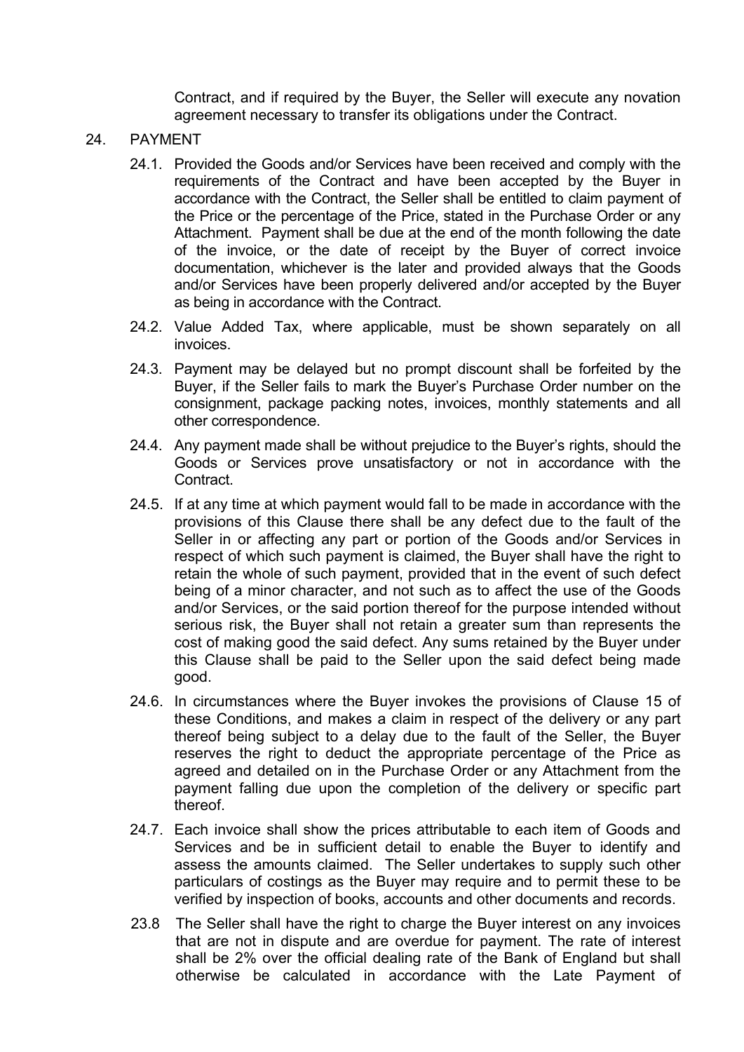Contract, and if required by the Buyer, the Seller will execute any novation agreement necessary to transfer its obligations under the Contract.

## 24. PAYMENT

24.1. Provided the Goods and/or Services have been received and comply with the requirements of the Contract and have been accepted by the Buyer in accordance with the Contract, the Seller shall be entitled to claim payment of the Price or the percentage of the Price, stated in the Purchase Order or any Attachment. Payment shall be due at the end of the month following the date of the invoice, or the date of receipt by the Buyer of correct invoice documentation, whichever is the later and provided always that the Goods and/or Services have been properly delivered and/or accepted by the Buyer as being in accordance with the Contract.

24.2. Value Added Tax, where applicable, must be shown separately on all invoices.

24.3. Payment may be delayed but no prompt discount shall be forfeited by the Buyer, if the Seller fails to mark the Buyer's Purchase Order number on the consignment, package packing notes, invoices, monthly statements and all other correspondence.

24.4. Any payment made shall be without prejudice to the Buyer's rights, should the Goods or Services prove unsatisfactory or not in accordance with the Contract.

24.5. If at any time at which payment would fall to be made in accordance with the provisions of this Clause there shall be any defect due to the fault of the Seller in or affecting any part or portion of the Goods and/or Services in respect of which such payment is claimed, the Buyer shall have the right to retain the whole of such payment, provided that in the event of such defect being of a minor character, and not such as to affect the use of the Goods and/or Services, or the said portion thereof for the purpose intended without serious risk, the Buyer shall not retain a greater sum than represents the cost of making good the said defect. Any sums retained by the Buyer under this Clause shall be paid to the Seller upon the said defect being made good.

24.6. In circumstances where the Buyer invokes the provisions of Clause 15 of these Conditions, and makes a claim in respect of the delivery or any part thereof being subject to a delay due to the fault of the Seller, the Buyer reserves the right to deduct the appropriate percentage of the Price as agreed and detailed on in the Purchase Order or any Attachment from the payment falling due upon the completion of the delivery or specific part thereof.

24.7. Each invoice shall show the prices attributable to each item of Goods and Services and be in sufficient detail to enable the Buyer to identify and assess the amounts claimed. The Seller undertakes to supply such other particulars of costings as the Buyer may require and to permit these to be verified by inspection of books, accounts and other documents and records.

23.8 The Seller shall have the right to charge the Buyer interest on any invoices that are not in dispute and are overdue for payment. The rate of interest shall be 2% over the official dealing rate of the Bank of England but shall otherwise be calculated in accordance with the Late Payment of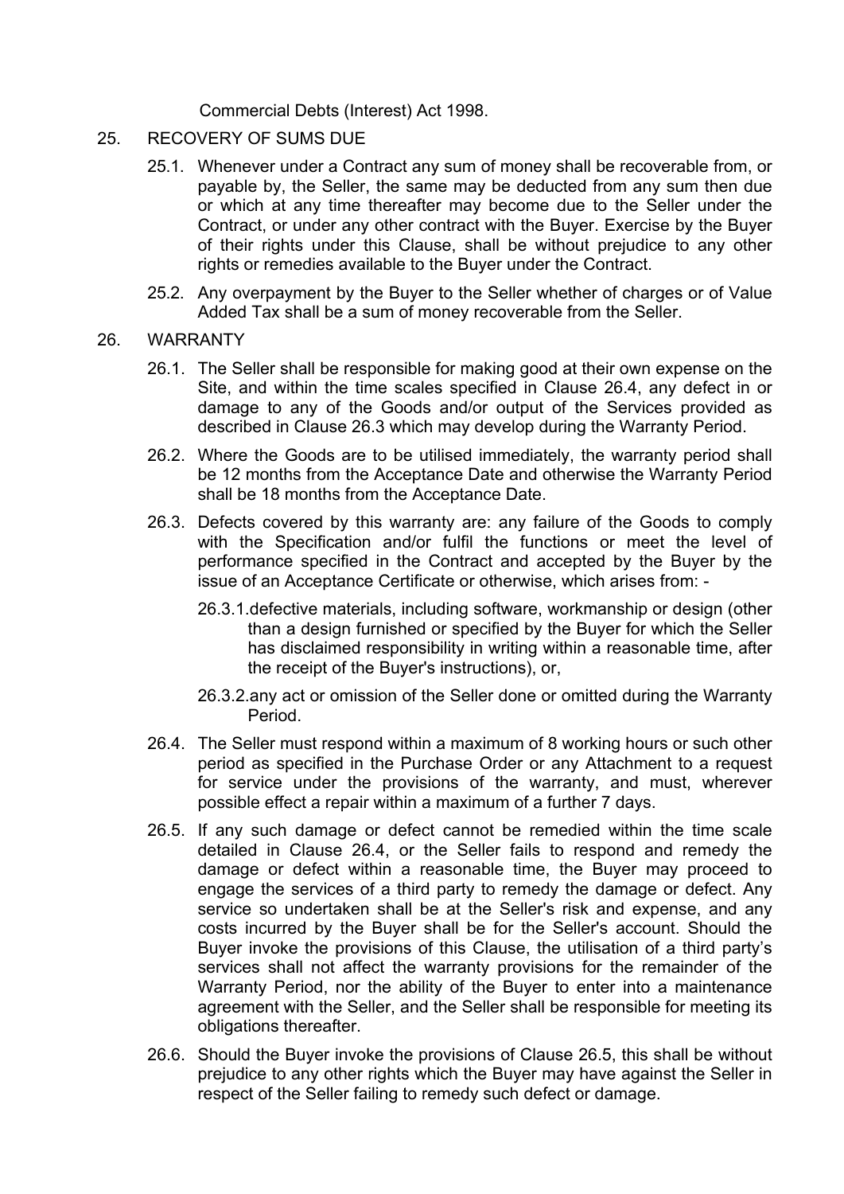Commercial Debts (Interest) Act 1998.

## 25. RECOVERY OF SUMS DUE

25.1. Whenever under a Contract any sum of money shall be recoverable from, or payable by, the Seller, the same may be deducted from any sum then due or which at any time thereafter may become due to the Seller under the Contract, or under any other contract with the Buyer. Exercise by the Buyer of their rights under this Clause, shall be without prejudice to any other rights or remedies available to the Buyer under the Contract.

25.2. Any overpayment by the Buyer to the Seller whether of charges or of Value Added Tax shall be a sum of money recoverable from the Seller.

## 26. WARRANTY

26.1. The Seller shall be responsible for making good at their own expense on the Site, and within the time scales specified in Clause 26.4, any defect in or damage to any of the Goods and/or output of the Services provided as described in Clause 26.3 which may develop during the Warranty Period.

26.2. Where the Goods are to be utilised immediately, the warranty period shall be 12 months from the Acceptance Date and otherwise the Warranty Period shall be 18 months from the Acceptance Date.

26.3. Defects covered by this warranty are: any failure of the Goods to comply with the Specification and/or fulfil the functions or meet the level of performance specified in the Contract and accepted by the Buyer by the issue of an Acceptance Certificate or otherwise, which arises from: -

26.3.1. defective materials, including software, workmanship or design (other than a design furnished or specified by the Buyer for which the Seller has disclaimed responsibility in writing within a reasonable time, after the receipt of the Buyer's instructions), or,

26.3.2. any act or omission of the Seller done or omitted during the Warranty Period.

26.4. The Seller must respond within a maximum of 8 working hours or such other period as specified in the Purchase Order or any Attachment to a request for service under the provisions of the warranty, and must, wherever possible effect a repair within a maximum of a further 7 days.

26.5. If any such damage or defect cannot be remedied within the time scale detailed in Clause 26.4, or the Seller fails to respond and remedy the damage or defect within a reasonable time, the Buyer may proceed to engage the services of a third party to remedy the damage or defect. Any service so undertaken shall be at the Seller's risk and expense, and any costs incurred by the Buyer shall be for the Seller's account. Should the Buyer invoke the provisions of this Clause, the utilisation of a third party's services shall not affect the warranty provisions for the remainder of the Warranty Period, nor the ability of the Buyer to enter into a maintenance agreement with the Seller, and the Seller shall be responsible for meeting its obligations thereafter.

26.6. Should the Buyer invoke the provisions of Clause 26.5, this shall be without prejudice to any other rights which the Buyer may have against the Seller in respect of the Seller failing to remedy such defect or damage.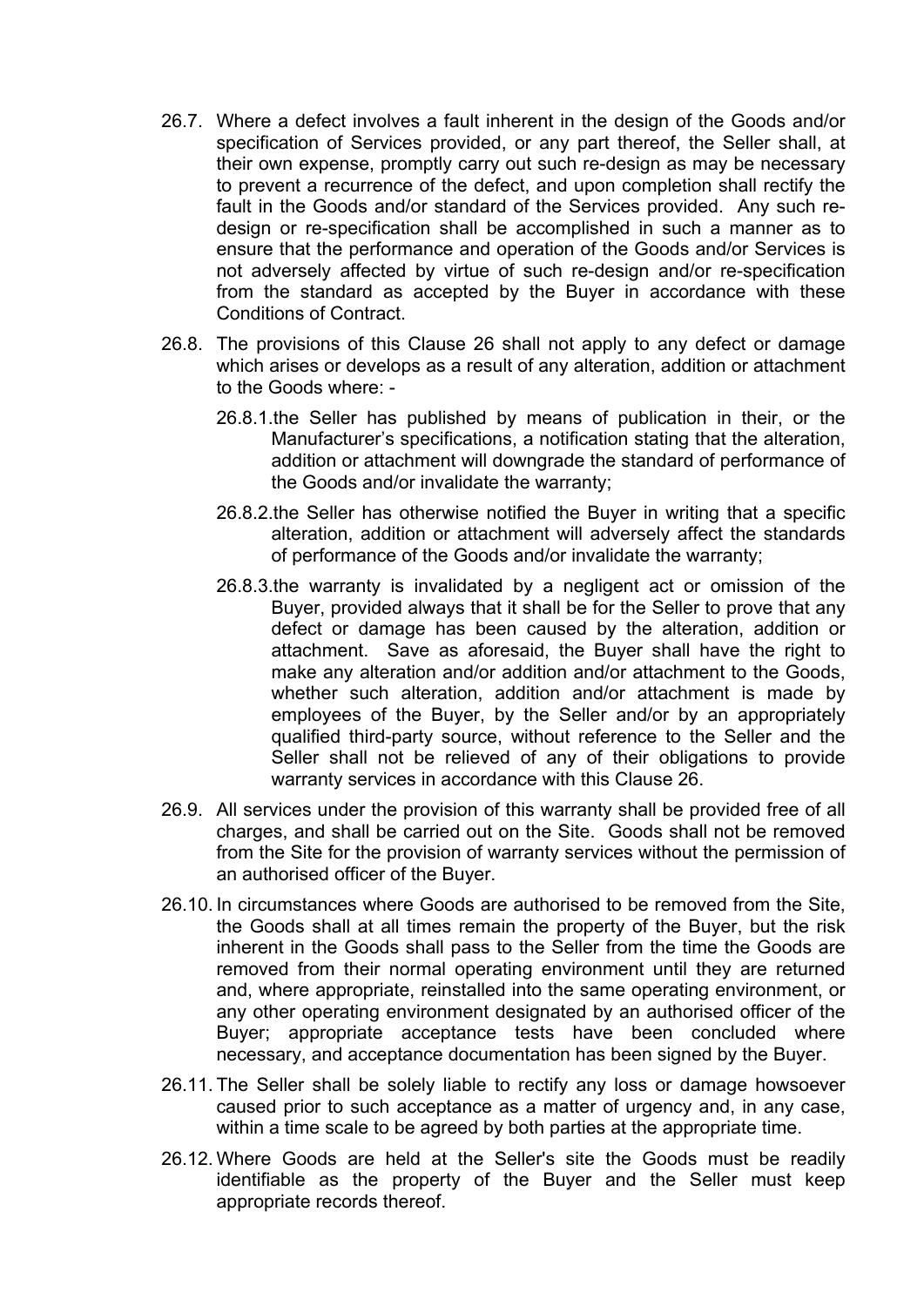26.7. Where a defect involves a fault inherent in the design of the Goods and/or specification of Services provided, or any part thereof, the Seller shall, at their own expense, promptly carry out such re-design as may be necessary to prevent a recurrence of the defect, and upon completion shall rectify the fault in the Goods and/or standard of the Services provided. Any such re-design or re-specification shall be accomplished in such a manner as to ensure that the performance and operation of the Goods and/or Services is not adversely affected by virtue of such re-design and/or re-specification from the standard as accepted by the Buyer in accordance with these Conditions of Contract.

26.8. The provisions of this Clause 26 shall not apply to any defect or damage which arises or develops as a result of any alteration, addition or attachment to the Goods where: -

26.8.1. the Seller has published by means of publication in their, or the Manufacturer's specifications, a notification stating that the alteration, addition or attachment will downgrade the standard of performance of the Goods and/or invalidate the warranty;

26.8.2. the Seller has otherwise notified the Buyer in writing that a specific alteration, addition or attachment will adversely affect the standards of performance of the Goods and/or invalidate the warranty;

26.8.3. the warranty is invalidated by a negligent act or omission of the Buyer, provided always that it shall be for the Seller to prove that any defect or damage has been caused by the alteration, addition or attachment. Save as aforesaid, the Buyer shall have the right to make any alteration and/or addition and/or attachment to the Goods, whether such alteration, addition and/or attachment is made by employees of the Buyer, by the Seller and/or by an appropriately qualified third-party source, without reference to the Seller and the Seller shall not be relieved of any of their obligations to provide warranty services in accordance with this Clause 26.

26.9. All services under the provision of this warranty shall be provided free of all charges, and shall be carried out on the Site. Goods shall not be removed from the Site for the provision of warranty services without the permission of an authorised officer of the Buyer.

26.10. In circumstances where Goods are authorised to be removed from the Site, the Goods shall at all times remain the property of the Buyer, but the risk inherent in the Goods shall pass to the Seller from the time the Goods are removed from their normal operating environment until they are returned and, where appropriate, reinstalled into the same operating environment, or any other operating environment designated by an authorised officer of the Buyer; appropriate acceptance tests have been concluded where necessary, and acceptance documentation has been signed by the Buyer.

26.11. The Seller shall be solely liable to rectify any loss or damage howsoever caused prior to such acceptance as a matter of urgency and, in any case, within a time scale to be agreed by both parties at the appropriate time.

26.12. Where Goods are held at the Seller's site the Goods must be readily identifiable as the property of the Buyer and the Seller must keep appropriate records thereof.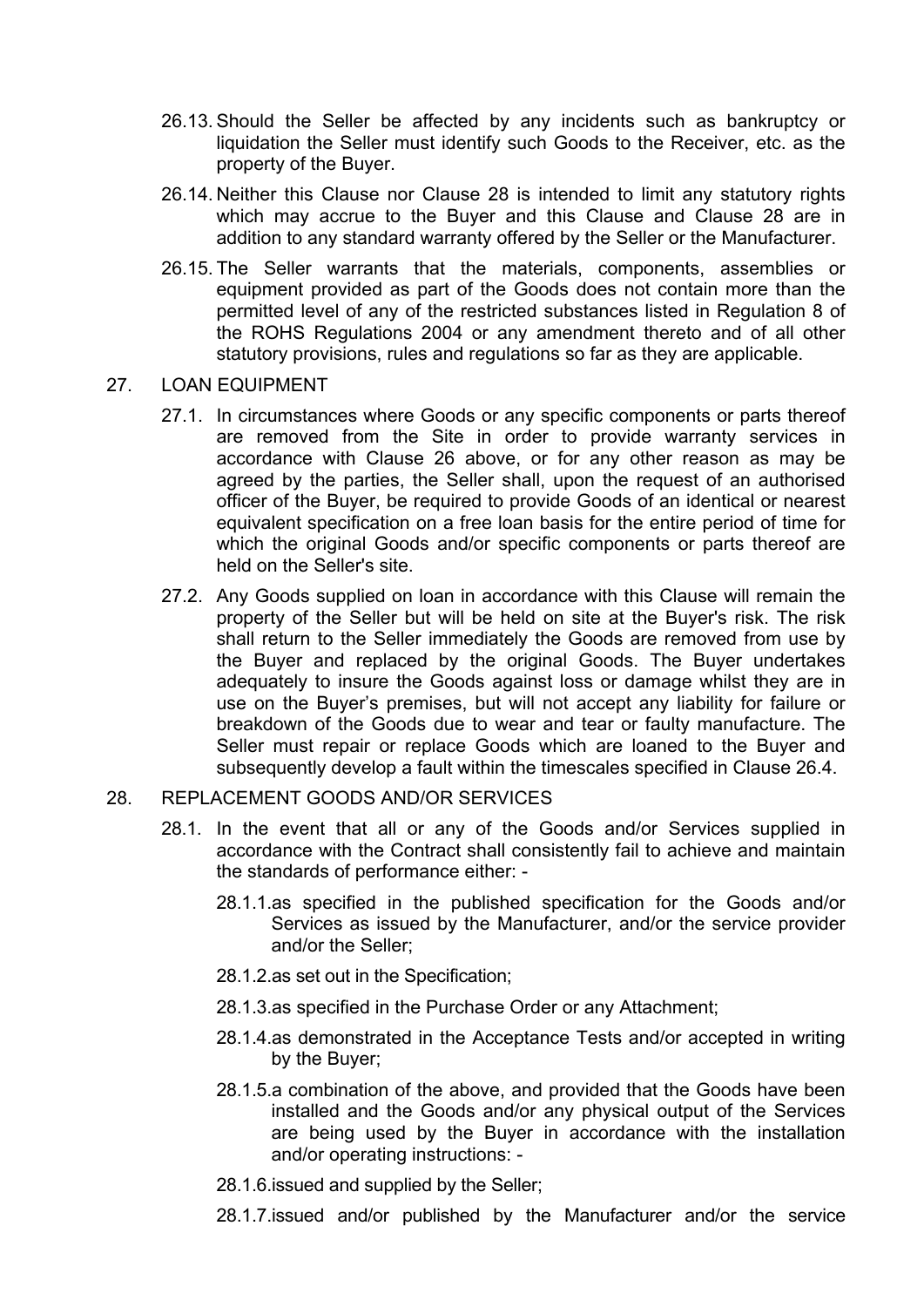26.13. Should the Seller be affected by any incidents such as bankruptcy or liquidation the Seller must identify such Goods to the Receiver, etc. as the property of the Buyer.

26.14. Neither this Clause nor Clause 28 is intended to limit any statutory rights which may accrue to the Buyer and this Clause and Clause 28 are in addition to any standard warranty offered by the Seller or the Manufacturer.

26.15. The Seller warrants that the materials, components, assemblies or equipment provided as part of the Goods does not contain more than the permitted level of any of the restricted substances listed in Regulation 8 of the ROHS Regulations 2004 or any amendment thereto and of all other statutory provisions, rules and regulations so far as they are applicable.

## 27. LOAN EQUIPMENT

27.1. In circumstances where Goods or any specific components or parts thereof are removed from the Site in order to provide warranty services in accordance with Clause 26 above, or for any other reason as may be agreed by the parties, the Seller shall, upon the request of an authorised officer of the Buyer, be required to provide Goods of an identical or nearest equivalent specification on a free loan basis for the entire period of time for which the original Goods and/or specific components or parts thereof are held on the Seller's site.

27.2. Any Goods supplied on loan in accordance with this Clause will remain the property of the Seller but will be held on site at the Buyer's risk. The risk shall return to the Seller immediately the Goods are removed from use by the Buyer and replaced by the original Goods. The Buyer undertakes adequately to insure the Goods against loss or damage whilst they are in use on the Buyer's premises, but will not accept any liability for failure or breakdown of the Goods due to wear and tear or faulty manufacture. The Seller must repair or replace Goods which are loaned to the Buyer and subsequently develop a fault within the timescales specified in Clause 26.4.

## 28. REPLACEMENT GOODS AND/OR SERVICES

28.1. In the event that all or any of the Goods and/or Services supplied in accordance with the Contract shall consistently fail to achieve and maintain the standards of performance either: -

28.1.1. as specified in the published specification for the Goods and/or Services as issued by the Manufacturer, and/or the service provider and/or the Seller;

28.1.2. as set out in the Specification;

28.1.3. as specified in the Purchase Order or any Attachment;

28.1.4. as demonstrated in the Acceptance Tests and/or accepted in writing by the Buyer;

28.1.5. a combination of the above, and provided that the Goods have been installed and the Goods and/or any physical output of the Services are being used by the Buyer in accordance with the installation and/or operating instructions: -

28.1.6. issued and supplied by the Seller;

28.1.7. issued and/or published by the Manufacturer and/or the service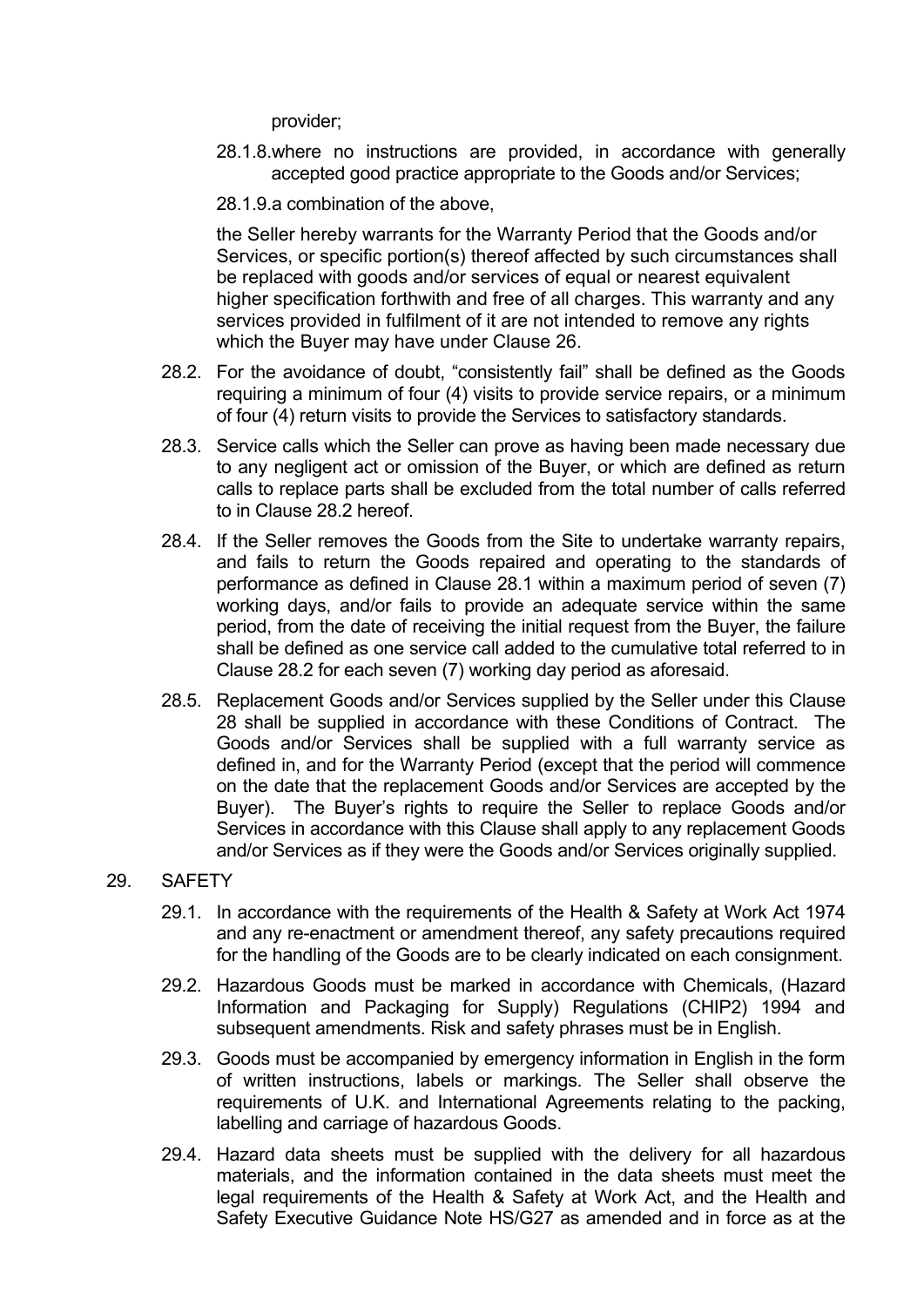provider;

28.1.8. where no instructions are provided, in accordance with generally accepted good practice appropriate to the Goods and/or Services;

28.1.9. a combination of the above,

the Seller hereby warrants for the Warranty Period that the Goods and/or Services, or specific portion(s) thereof affected by such circumstances shall be replaced with goods and/or services of equal or nearest equivalent higher specification forthwith and free of all charges. This warranty and any services provided in fulfilment of it are not intended to remove any rights which the Buyer may have under Clause 26.

28.2. For the avoidance of doubt, "consistently fail" shall be defined as the Goods requiring a minimum of four (4) visits to provide service repairs, or a minimum of four (4) return visits to provide the Services to satisfactory standards.

28.3. Service calls which the Seller can prove as having been made necessary due to any negligent act or omission of the Buyer, or which are defined as return calls to replace parts shall be excluded from the total number of calls referred to in Clause 28.2 hereof.

28.4. If the Seller removes the Goods from the Site to undertake warranty repairs, and fails to return the Goods repaired and operating to the standards of performance as defined in Clause 28.1 within a maximum period of seven (7) working days, and/or fails to provide an adequate service within the same period, from the date of receiving the initial request from the Buyer, the failure shall be defined as one service call added to the cumulative total referred to in Clause 28.2 for each seven (7) working day period as aforesaid.

28.5. Replacement Goods and/or Services supplied by the Seller under this Clause 28 shall be supplied in accordance with these Conditions of Contract. The Goods and/or Services shall be supplied with a full warranty service as defined in, and for the Warranty Period (except that the period will commence on the date that the replacement Goods and/or Services are accepted by the Buyer). The Buyer's rights to require the Seller to replace Goods and/or Services in accordance with this Clause shall apply to any replacement Goods and/or Services as if they were the Goods and/or Services originally supplied.

## 29. SAFETY

29.1. In accordance with the requirements of the Health & Safety at Work Act 1974 and any re-enactment or amendment thereof, any safety precautions required for the handling of the Goods are to be clearly indicated on each consignment.

29.2. Hazardous Goods must be marked in accordance with Chemicals, (Hazard Information and Packaging for Supply) Regulations (CHIP2) 1994 and subsequent amendments. Risk and safety phrases must be in English.

29.3. Goods must be accompanied by emergency information in English in the form of written instructions, labels or markings. The Seller shall observe the requirements of U.K. and International Agreements relating to the packing, labelling and carriage of hazardous Goods.

29.4. Hazard data sheets must be supplied with the delivery for all hazardous materials, and the information contained in the data sheets must meet the legal requirements of the Health & Safety at Work Act, and the Health and Safety Executive Guidance Note HS/G27 as amended and in force as at the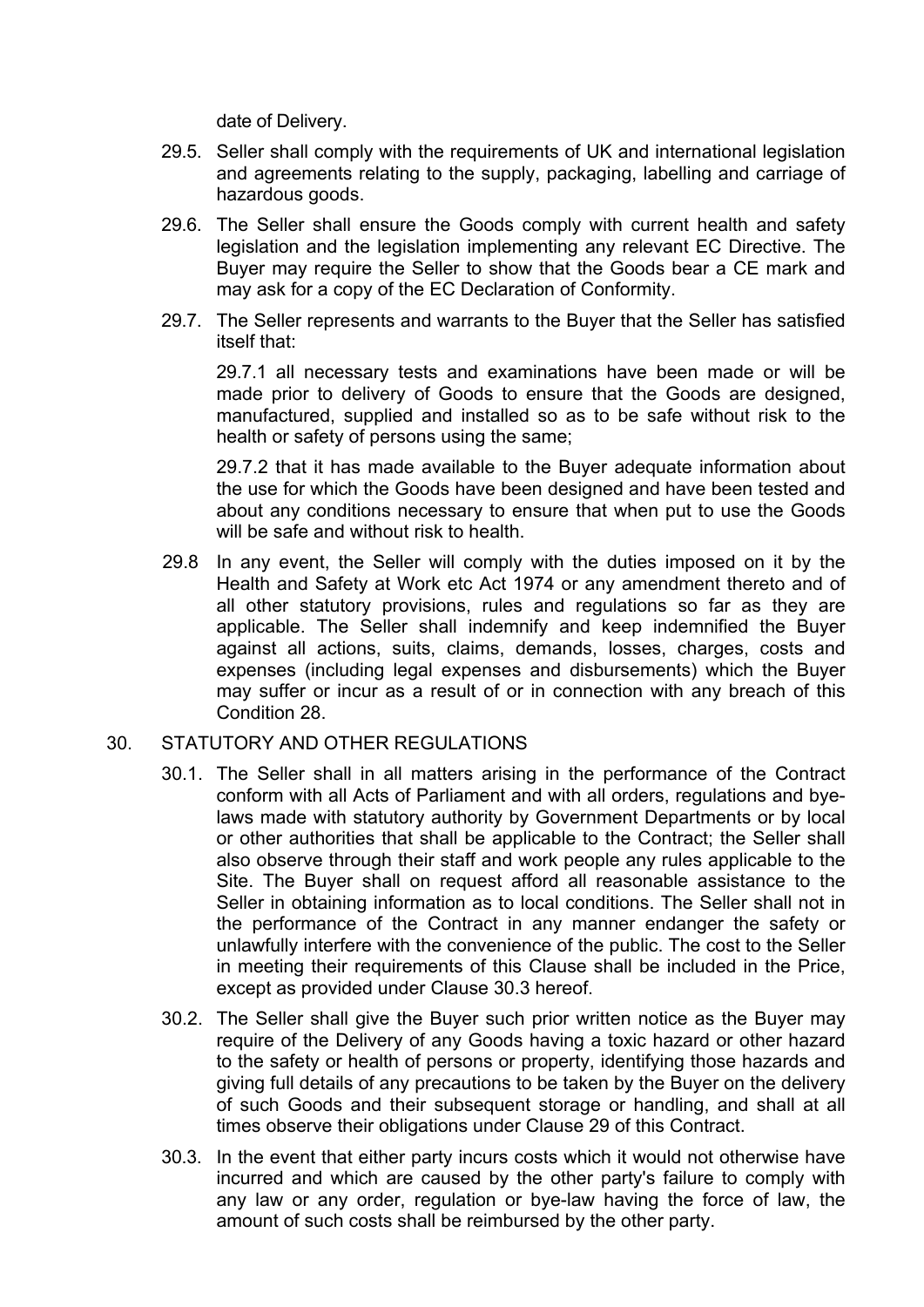date of Delivery.

29.5. Seller shall comply with the requirements of UK and international legislation and agreements relating to the supply, packaging, labelling and carriage of hazardous goods.

29.6. The Seller shall ensure the Goods comply with current health and safety legislation and the legislation implementing any relevant EC Directive. The Buyer may require the Seller to show that the Goods bear a CE mark and may ask for a copy of the EC Declaration of Conformity.

29.7. The Seller represents and warrants to the Buyer that the Seller has satisfied itself that:

29.7.1 all necessary tests and examinations have been made or will be made prior to delivery of Goods to ensure that the Goods are designed, manufactured, supplied and installed so as to be safe without risk to the health or safety of persons using the same;

29.7.2 that it has made available to the Buyer adequate information about the use for which the Goods have been designed and have been tested and about any conditions necessary to ensure that when put to use the Goods will be safe and without risk to health.

29.8 In any event, the Seller will comply with the duties imposed on it by the Health and Safety at Work etc Act 1974 or any amendment thereto and of all other statutory provisions, rules and regulations so far as they are applicable. The Seller shall indemnify and keep indemnified the Buyer against all actions, suits, claims, demands, losses, charges, costs and expenses (including legal expenses and disbursements) which the Buyer may suffer or incur as a result of or in connection with any breach of this Condition 28.

30. STATUTORY AND OTHER REGULATIONS

30.1. The Seller shall in all matters arising in the performance of the Contract conform with all Acts of Parliament and with all orders, regulations and bye-laws made with statutory authority by Government Departments or by local or other authorities that shall be applicable to the Contract; the Seller shall also observe through their staff and work people any rules applicable to the Site. The Buyer shall on request afford all reasonable assistance to the Seller in obtaining information as to local conditions. The Seller shall not in the performance of the Contract in any manner endanger the safety or unlawfully interfere with the convenience of the public. The cost to the Seller in meeting their requirements of this Clause shall be included in the Price, except as provided under Clause 30.3 hereof.

30.2. The Seller shall give the Buyer such prior written notice as the Buyer may require of the Delivery of any Goods having a toxic hazard or other hazard to the safety or health of persons or property, identifying those hazards and giving full details of any precautions to be taken by the Buyer on the delivery of such Goods and their subsequent storage or handling, and shall at all times observe their obligations under Clause 29 of this Contract.

30.3. In the event that either party incurs costs which it would not otherwise have incurred and which are caused by the other party's failure to comply with any law or any order, regulation or bye-law having the force of law, the amount of such costs shall be reimbursed by the other party.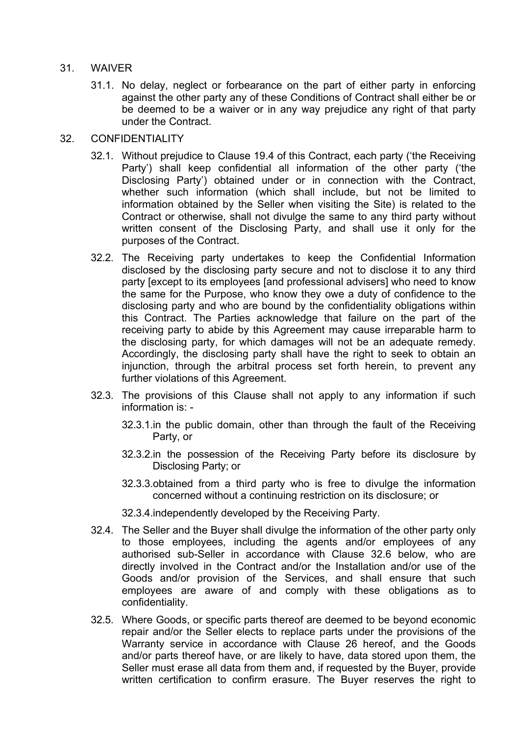31. WAIVER

    31.1. No delay, neglect or forbearance on the part of either party in enforcing against the other party any of these Conditions of Contract shall either be or be deemed to be a waiver or in any way prejudice any right of that party under the Contract.

32. CONFIDENTIALITY

    32.1. Without prejudice to Clause 19.4 of this Contract, each party ('the Receiving Party') shall keep confidential all information of the other party ('the Disclosing Party') obtained under or in connection with the Contract, whether such information (which shall include, but not be limited to information obtained by the Seller when visiting the Site) is related to the Contract or otherwise, shall not divulge the same to any third party without written consent of the Disclosing Party, and shall use it only for the purposes of the Contract.

    32.2. The Receiving party undertakes to keep the Confidential Information disclosed by the disclosing party secure and not to disclose it to any third party [except to its employees [and professional advisers] who need to know the same for the Purpose, who know they owe a duty of confidence to the disclosing party and who are bound by the confidentiality obligations within this Contract. The Parties acknowledge that failure on the part of the receiving party to abide by this Agreement may cause irreparable harm to the disclosing party, for which damages will not be an adequate remedy. Accordingly, the disclosing party shall have the right to seek to obtain an injunction, through the arbitral process set forth herein, to prevent any further violations of this Agreement.

    32.3. The provisions of this Clause shall not apply to any information if such information is: -

        32.3.1. in the public domain, other than through the fault of the Receiving Party, or

        32.3.2. in the possession of the Receiving Party before its disclosure by Disclosing Party; or

        32.3.3. obtained from a third party who is free to divulge the information concerned without a continuing restriction on its disclosure; or

        32.3.4. independently developed by the Receiving Party.

    32.4. The Seller and the Buyer shall divulge the information of the other party only to those employees, including the agents and/or employees of any authorised sub-Seller in accordance with Clause 32.6 below, who are directly involved in the Contract and/or the Installation and/or use of the Goods and/or provision of the Services, and shall ensure that such employees are aware of and comply with these obligations as to confidentiality.

    32.5. Where Goods, or specific parts thereof are deemed to be beyond economic repair and/or the Seller elects to replace parts under the provisions of the Warranty service in accordance with Clause 26 hereof, and the Goods and/or parts thereof have, or are likely to have, data stored upon them, the Seller must erase all data from them and, if requested by the Buyer, provide written certification to confirm erasure. The Buyer reserves the right to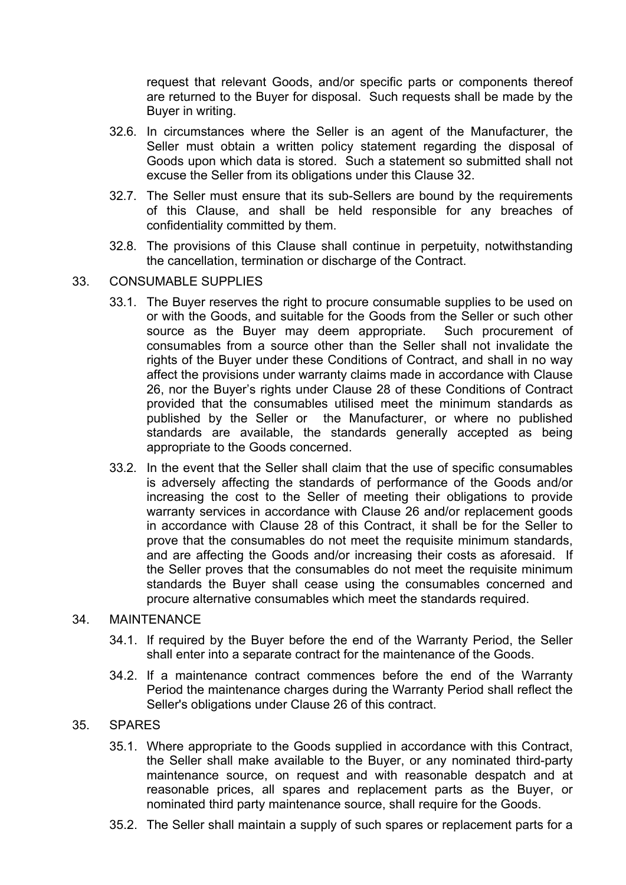request that relevant Goods, and/or specific parts or components thereof are returned to the Buyer for disposal. Such requests shall be made by the Buyer in writing.

32.6. In circumstances where the Seller is an agent of the Manufacturer, the Seller must obtain a written policy statement regarding the disposal of Goods upon which data is stored. Such a statement so submitted shall not excuse the Seller from its obligations under this Clause 32.

32.7. The Seller must ensure that its sub-Sellers are bound by the requirements of this Clause, and shall be held responsible for any breaches of confidentiality committed by them.

32.8. The provisions of this Clause shall continue in perpetuity, notwithstanding the cancellation, termination or discharge of the Contract.

33. CONSUMABLE SUPPLIES

33.1. The Buyer reserves the right to procure consumable supplies to be used on or with the Goods, and suitable for the Goods from the Seller or such other source as the Buyer may deem appropriate. Such procurement of consumables from a source other than the Seller shall not invalidate the rights of the Buyer under these Conditions of Contract, and shall in no way affect the provisions under warranty claims made in accordance with Clause 26, nor the Buyer's rights under Clause 28 of these Conditions of Contract provided that the consumables utilised meet the minimum standards as published by the Seller or the Manufacturer, or where no published standards are available, the standards generally accepted as being appropriate to the Goods concerned.

33.2. In the event that the Seller shall claim that the use of specific consumables is adversely affecting the standards of performance of the Goods and/or increasing the cost to the Seller of meeting their obligations to provide warranty services in accordance with Clause 26 and/or replacement goods in accordance with Clause 28 of this Contract, it shall be for the Seller to prove that the consumables do not meet the requisite minimum standards, and are affecting the Goods and/or increasing their costs as aforesaid. If the Seller proves that the consumables do not meet the requisite minimum standards the Buyer shall cease using the consumables concerned and procure alternative consumables which meet the standards required.

34. MAINTENANCE

34.1. If required by the Buyer before the end of the Warranty Period, the Seller shall enter into a separate contract for the maintenance of the Goods.

34.2. If a maintenance contract commences before the end of the Warranty Period the maintenance charges during the Warranty Period shall reflect the Seller's obligations under Clause 26 of this contract.

35. SPARES

35.1. Where appropriate to the Goods supplied in accordance with this Contract, the Seller shall make available to the Buyer, or any nominated third-party maintenance source, on request and with reasonable despatch and at reasonable prices, all spares and replacement parts as the Buyer, or nominated third party maintenance source, shall require for the Goods.

35.2. The Seller shall maintain a supply of such spares or replacement parts for a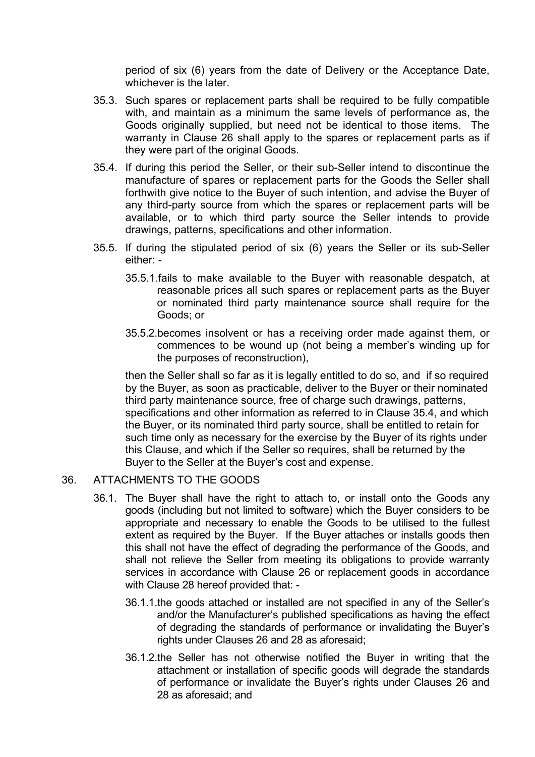period of six (6) years from the date of Delivery or the Acceptance Date, whichever is the later.

35.3. Such spares or replacement parts shall be required to be fully compatible with, and maintain as a minimum the same levels of performance as, the Goods originally supplied, but need not be identical to those items. The warranty in Clause 26 shall apply to the spares or replacement parts as if they were part of the original Goods.

35.4. If during this period the Seller, or their sub-Seller intend to discontinue the manufacture of spares or replacement parts for the Goods the Seller shall forthwith give notice to the Buyer of such intention, and advise the Buyer of any third-party source from which the spares or replacement parts will be available, or to which third party source the Seller intends to provide drawings, patterns, specifications and other information.

35.5. If during the stipulated period of six (6) years the Seller or its sub-Seller either: -

35.5.1. fails to make available to the Buyer with reasonable despatch, at reasonable prices all such spares or replacement parts as the Buyer or nominated third party maintenance source shall require for the Goods; or

35.5.2. becomes insolvent or has a receiving order made against them, or commences to be wound up (not being a member's winding up for the purposes of reconstruction),

then the Seller shall so far as it is legally entitled to do so, and if so required by the Buyer, as soon as practicable, deliver to the Buyer or their nominated third party maintenance source, free of charge such drawings, patterns, specifications and other information as referred to in Clause 35.4, and which the Buyer, or its nominated third party source, shall be entitled to retain for such time only as necessary for the exercise by the Buyer of its rights under this Clause, and which if the Seller so requires, shall be returned by the Buyer to the Seller at the Buyer's cost and expense.

## 36. ATTACHMENTS TO THE GOODS

36.1. The Buyer shall have the right to attach to, or install onto the Goods any goods (including but not limited to software) which the Buyer considers to be appropriate and necessary to enable the Goods to be utilised to the fullest extent as required by the Buyer. If the Buyer attaches or installs goods then this shall not have the effect of degrading the performance of the Goods, and shall not relieve the Seller from meeting its obligations to provide warranty services in accordance with Clause 26 or replacement goods in accordance with Clause 28 hereof provided that: -

36.1.1. the goods attached or installed are not specified in any of the Seller's and/or the Manufacturer's published specifications as having the effect of degrading the standards of performance or invalidating the Buyer's rights under Clauses 26 and 28 as aforesaid;

36.1.2. the Seller has not otherwise notified the Buyer in writing that the attachment or installation of specific goods will degrade the standards of performance or invalidate the Buyer's rights under Clauses 26 and 28 as aforesaid; and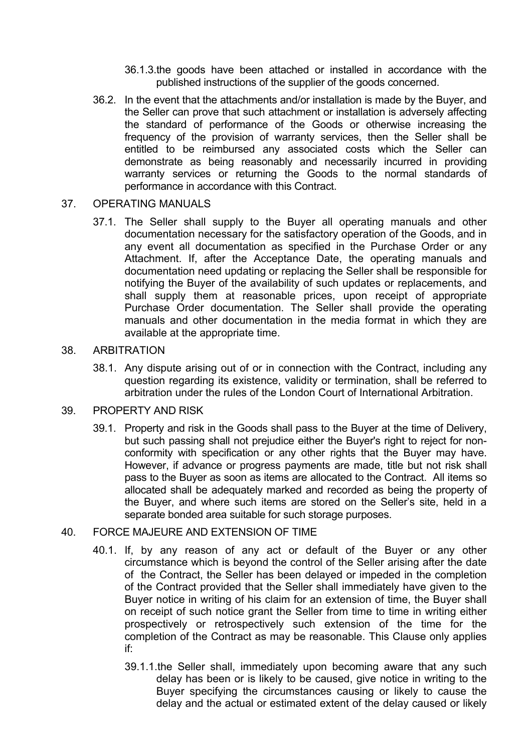36.1.3. the goods have been attached or installed in accordance with the published instructions of the supplier of the goods concerned.

36.2. In the event that the attachments and/or installation is made by the Buyer, and the Seller can prove that such attachment or installation is adversely affecting the standard of performance of the Goods or otherwise increasing the frequency of the provision of warranty services, then the Seller shall be entitled to be reimbursed any associated costs which the Seller can demonstrate as being reasonably and necessarily incurred in providing warranty services or returning the Goods to the normal standards of performance in accordance with this Contract.

37. OPERATING MANUALS

37.1. The Seller shall supply to the Buyer all operating manuals and other documentation necessary for the satisfactory operation of the Goods, and in any event all documentation as specified in the Purchase Order or any Attachment. If, after the Acceptance Date, the operating manuals and documentation need updating or replacing the Seller shall be responsible for notifying the Buyer of the availability of such updates or replacements, and shall supply them at reasonable prices, upon receipt of appropriate Purchase Order documentation. The Seller shall provide the operating manuals and other documentation in the media format in which they are available at the appropriate time.

38. ARBITRATION

38.1. Any dispute arising out of or in connection with the Contract, including any question regarding its existence, validity or termination, shall be referred to arbitration under the rules of the London Court of International Arbitration.

39. PROPERTY AND RISK

39.1. Property and risk in the Goods shall pass to the Buyer at the time of Delivery, but such passing shall not prejudice either the Buyer's right to reject for non-conformity with specification or any other rights that the Buyer may have. However, if advance or progress payments are made, title but not risk shall pass to the Buyer as soon as items are allocated to the Contract. All items so allocated shall be adequately marked and recorded as being the property of the Buyer, and where such items are stored on the Seller's site, held in a separate bonded area suitable for such storage purposes.

40. FORCE MAJEURE AND EXTENSION OF TIME

40.1. If, by any reason of any act or default of the Buyer or any other circumstance which is beyond the control of the Seller arising after the date of the Contract, the Seller has been delayed or impeded in the completion of the Contract provided that the Seller shall immediately have given to the Buyer notice in writing of his claim for an extension of time, the Buyer shall on receipt of such notice grant the Seller from time to time in writing either prospectively or retrospectively such extension of the time for the completion of the Contract as may be reasonable. This Clause only applies if:

39.1.1. the Seller shall, immediately upon becoming aware that any such delay has been or is likely to be caused, give notice in writing to the Buyer specifying the circumstances causing or likely to cause the delay and the actual or estimated extent of the delay caused or likely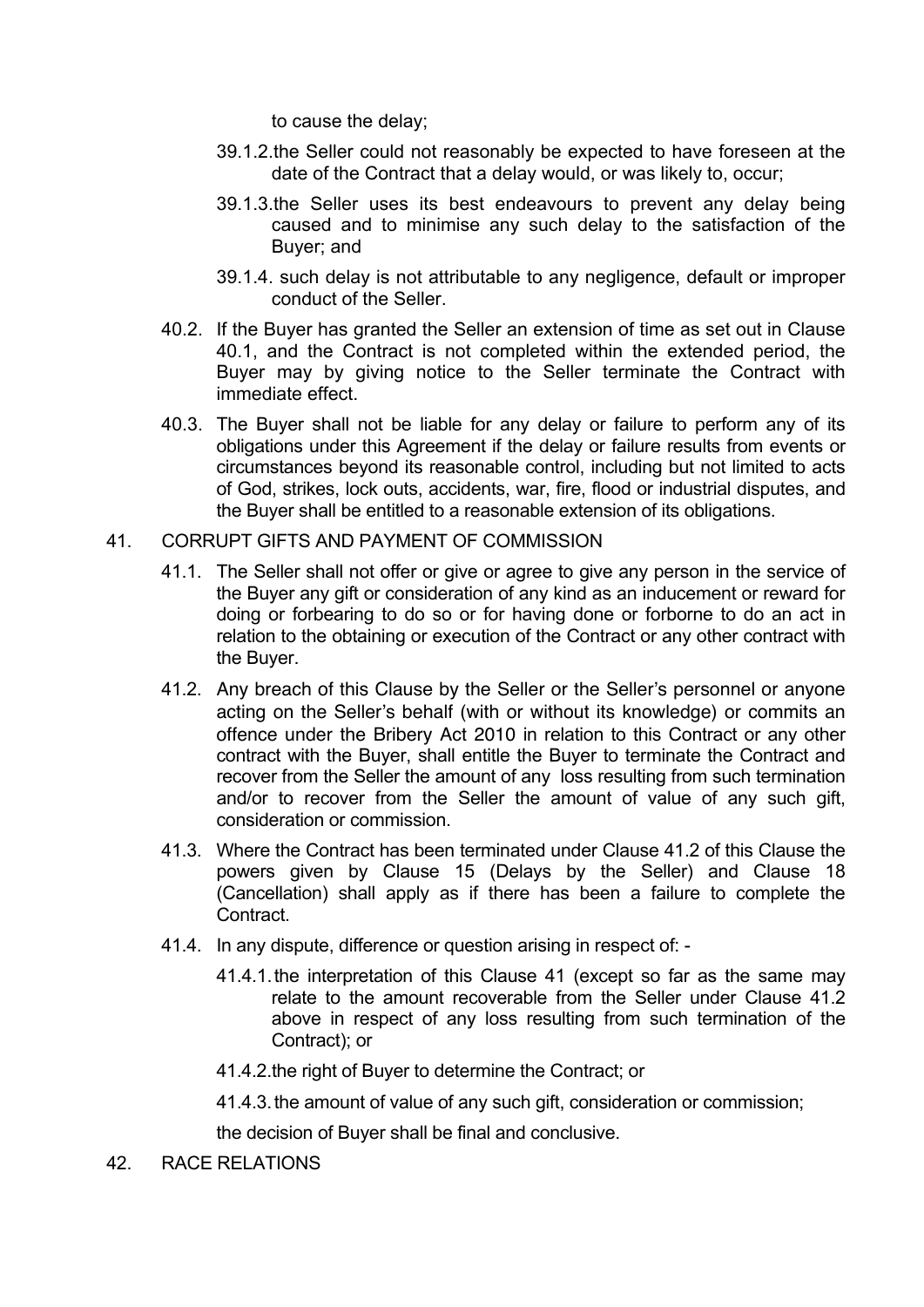to cause the delay;

39.1.2. the Seller could not reasonably be expected to have foreseen at the date of the Contract that a delay would, or was likely to, occur;

39.1.3. the Seller uses its best endeavours to prevent any delay being caused and to minimise any such delay to the satisfaction of the Buyer; and

39.1.4. such delay is not attributable to any negligence, default or improper conduct of the Seller.

40.2. If the Buyer has granted the Seller an extension of time as set out in Clause 40.1, and the Contract is not completed within the extended period, the Buyer may by giving notice to the Seller terminate the Contract with immediate effect.

40.3. The Buyer shall not be liable for any delay or failure to perform any of its obligations under this Agreement if the delay or failure results from events or circumstances beyond its reasonable control, including but not limited to acts of God, strikes, lock outs, accidents, war, fire, flood or industrial disputes, and the Buyer shall be entitled to a reasonable extension of its obligations.

41. CORRUPT GIFTS AND PAYMENT OF COMMISSION

41.1. The Seller shall not offer or give or agree to give any person in the service of the Buyer any gift or consideration of any kind as an inducement or reward for doing or forbearing to do so or for having done or forborne to do an act in relation to the obtaining or execution of the Contract or any other contract with the Buyer.

41.2. Any breach of this Clause by the Seller or the Seller's personnel or anyone acting on the Seller's behalf (with or without its knowledge) or commits an offence under the Bribery Act 2010 in relation to this Contract or any other contract with the Buyer, shall entitle the Buyer to terminate the Contract and recover from the Seller the amount of any loss resulting from such termination and/or to recover from the Seller the amount of value of any such gift, consideration or commission.

41.3. Where the Contract has been terminated under Clause 41.2 of this Clause the powers given by Clause 15 (Delays by the Seller) and Clause 18 (Cancellation) shall apply as if there has been a failure to complete the Contract.

41.4. In any dispute, difference or question arising in respect of: -

41.4.1. the interpretation of this Clause 41 (except so far as the same may relate to the amount recoverable from the Seller under Clause 41.2 above in respect of any loss resulting from such termination of the Contract); or

41.4.2. the right of Buyer to determine the Contract; or

41.4.3. the amount of value of any such gift, consideration or commission;

the decision of Buyer shall be final and conclusive.

42. RACE RELATIONS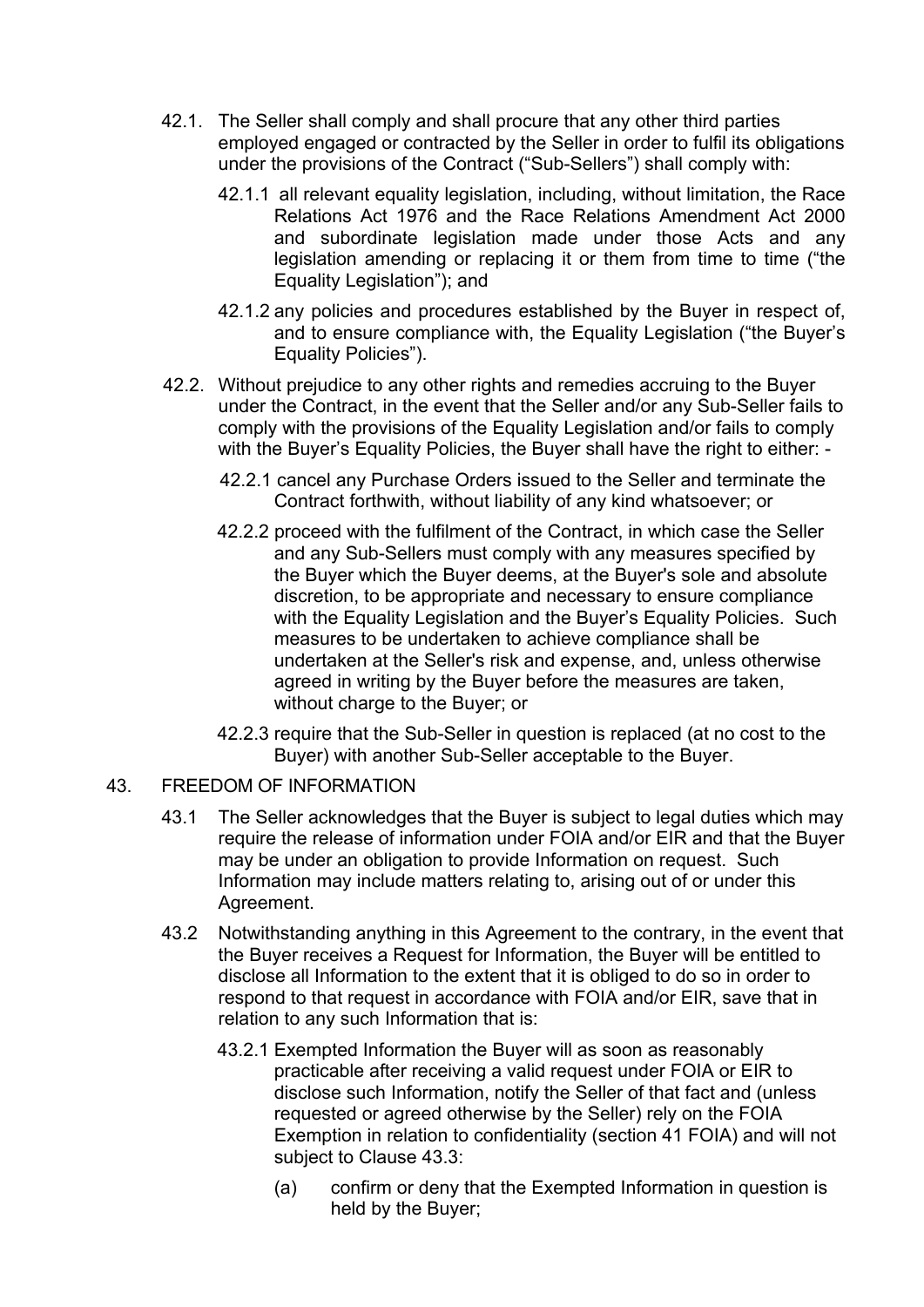42.1. The Seller shall comply and shall procure that any other third parties employed engaged or contracted by the Seller in order to fulfil its obligations under the provisions of the Contract ("Sub-Sellers") shall comply with:

42.1.1 all relevant equality legislation, including, without limitation, the Race Relations Act 1976 and the Race Relations Amendment Act 2000 and subordinate legislation made under those Acts and any legislation amending or replacing it or them from time to time ("the Equality Legislation"); and

42.1.2 any policies and procedures established by the Buyer in respect of, and to ensure compliance with, the Equality Legislation ("the Buyer's Equality Policies").

42.2. Without prejudice to any other rights and remedies accruing to the Buyer under the Contract, in the event that the Seller and/or any Sub-Seller fails to comply with the provisions of the Equality Legislation and/or fails to comply with the Buyer's Equality Policies, the Buyer shall have the right to either: -

42.2.1 cancel any Purchase Orders issued to the Seller and terminate the Contract forthwith, without liability of any kind whatsoever; or

42.2.2 proceed with the fulfilment of the Contract, in which case the Seller and any Sub-Sellers must comply with any measures specified by the Buyer which the Buyer deems, at the Buyer's sole and absolute discretion, to be appropriate and necessary to ensure compliance with the Equality Legislation and the Buyer's Equality Policies. Such measures to be undertaken to achieve compliance shall be undertaken at the Seller's risk and expense, and, unless otherwise agreed in writing by the Buyer before the measures are taken, without charge to the Buyer; or

42.2.3 require that the Sub-Seller in question is replaced (at no cost to the Buyer) with another Sub-Seller acceptable to the Buyer.

43. FREEDOM OF INFORMATION

43.1 The Seller acknowledges that the Buyer is subject to legal duties which may require the release of information under FOIA and/or EIR and that the Buyer may be under an obligation to provide Information on request. Such Information may include matters relating to, arising out of or under this Agreement.

43.2 Notwithstanding anything in this Agreement to the contrary, in the event that the Buyer receives a Request for Information, the Buyer will be entitled to disclose all Information to the extent that it is obliged to do so in order to respond to that request in accordance with FOIA and/or EIR, save that in relation to any such Information that is:

43.2.1 Exempted Information the Buyer will as soon as reasonably practicable after receiving a valid request under FOIA or EIR to disclose such Information, notify the Seller of that fact and (unless requested or agreed otherwise by the Seller) rely on the FOIA Exemption in relation to confidentiality (section 41 FOIA) and will not subject to Clause 43.3:

(a) confirm or deny that the Exempted Information in question is held by the Buyer;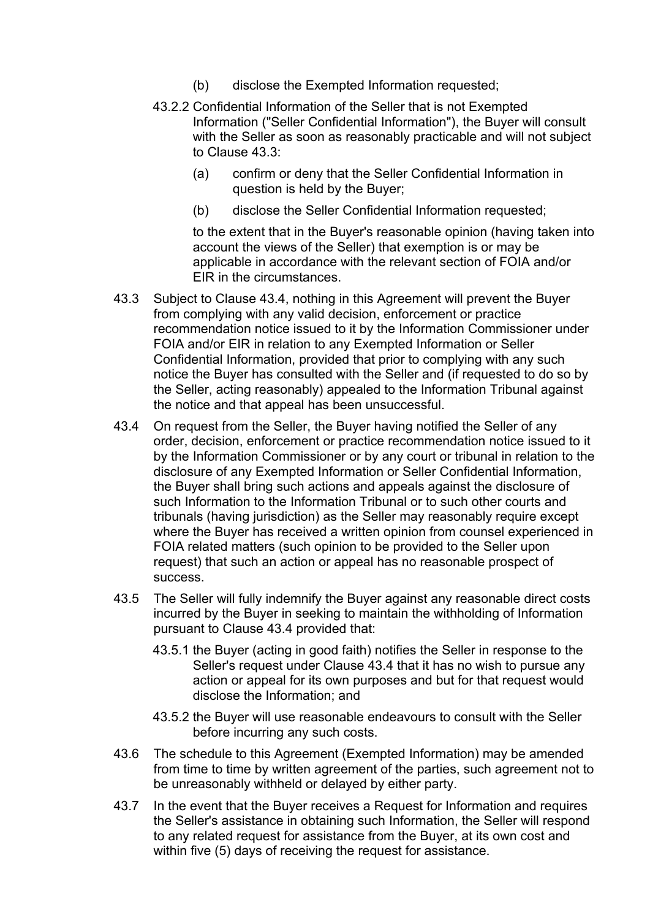(b) disclose the Exempted Information requested;

43.2.2 Confidential Information of the Seller that is not Exempted Information ("Seller Confidential Information"), the Buyer will consult with the Seller as soon as reasonably practicable and will not subject to Clause 43.3:

(a) confirm or deny that the Seller Confidential Information in question is held by the Buyer;

(b) disclose the Seller Confidential Information requested;

to the extent that in the Buyer's reasonable opinion (having taken into account the views of the Seller) that exemption is or may be applicable in accordance with the relevant section of FOIA and/or EIR in the circumstances.

43.3 Subject to Clause 43.4, nothing in this Agreement will prevent the Buyer from complying with any valid decision, enforcement or practice recommendation notice issued to it by the Information Commissioner under FOIA and/or EIR in relation to any Exempted Information or Seller Confidential Information, provided that prior to complying with any such notice the Buyer has consulted with the Seller and (if requested to do so by the Seller, acting reasonably) appealed to the Information Tribunal against the notice and that appeal has been unsuccessful.

43.4 On request from the Seller, the Buyer having notified the Seller of any order, decision, enforcement or practice recommendation notice issued to it by the Information Commissioner or by any court or tribunal in relation to the disclosure of any Exempted Information or Seller Confidential Information, the Buyer shall bring such actions and appeals against the disclosure of such Information to the Information Tribunal or to such other courts and tribunals (having jurisdiction) as the Seller may reasonably require except where the Buyer has received a written opinion from counsel experienced in FOIA related matters (such opinion to be provided to the Seller upon request) that such an action or appeal has no reasonable prospect of success.

43.5 The Seller will fully indemnify the Buyer against any reasonable direct costs incurred by the Buyer in seeking to maintain the withholding of Information pursuant to Clause 43.4 provided that:

43.5.1 the Buyer (acting in good faith) notifies the Seller in response to the Seller's request under Clause 43.4 that it has no wish to pursue any action or appeal for its own purposes and but for that request would disclose the Information; and

43.5.2 the Buyer will use reasonable endeavours to consult with the Seller before incurring any such costs.

43.6 The schedule to this Agreement (Exempted Information) may be amended from time to time by written agreement of the parties, such agreement not to be unreasonably withheld or delayed by either party.

43.7 In the event that the Buyer receives a Request for Information and requires the Seller's assistance in obtaining such Information, the Seller will respond to any related request for assistance from the Buyer, at its own cost and within five (5) days of receiving the request for assistance.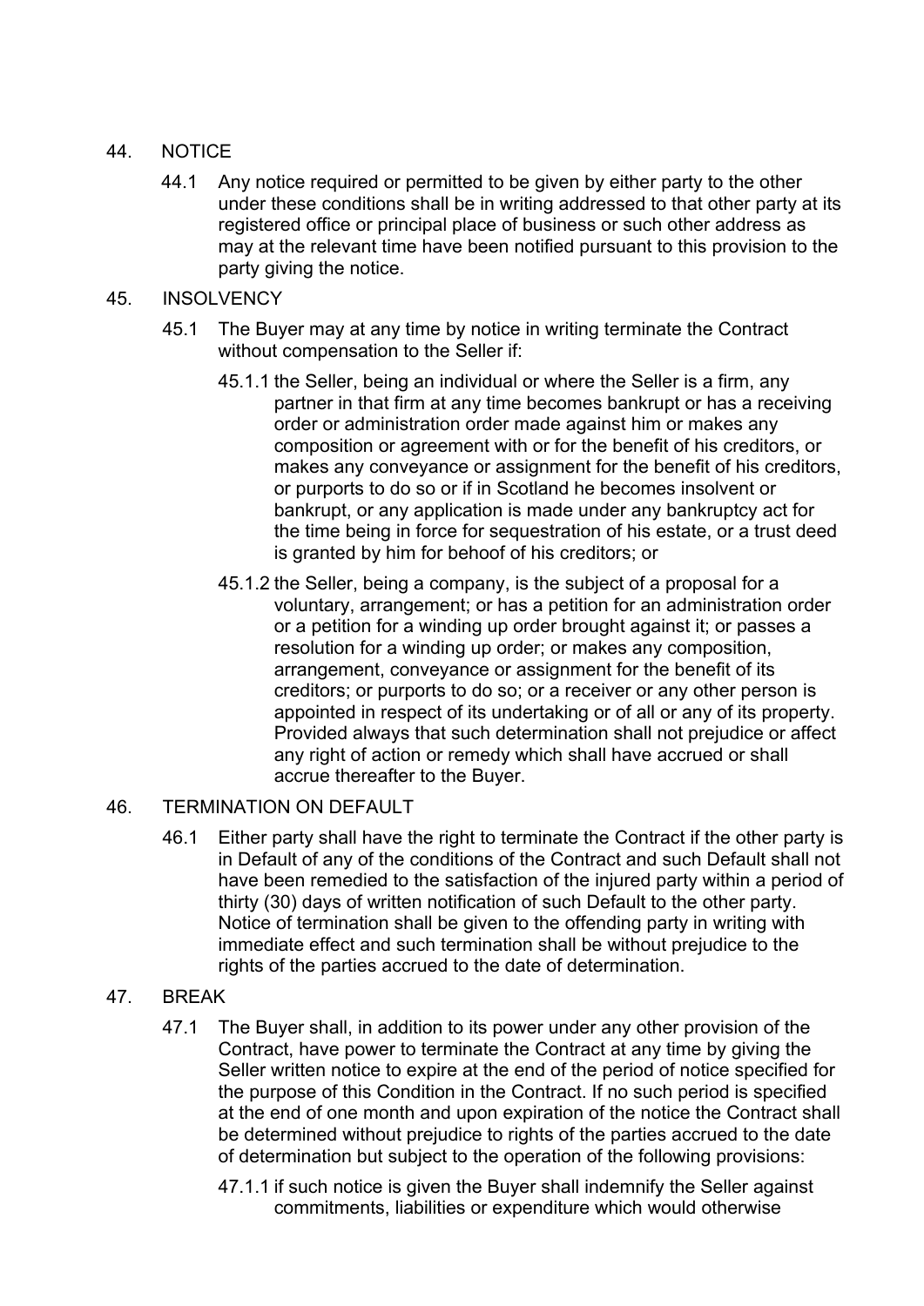## 44. NOTICE

44.1 Any notice required or permitted to be given by either party to the other under these conditions shall be in writing addressed to that other party at its registered office or principal place of business or such other address as may at the relevant time have been notified pursuant to this provision to the party giving the notice.

## 45. INSOLVENCY

45.1 The Buyer may at any time by notice in writing terminate the Contract without compensation to the Seller if:

45.1.1 the Seller, being an individual or where the Seller is a firm, any partner in that firm at any time becomes bankrupt or has a receiving order or administration order made against him or makes any composition or agreement with or for the benefit of his creditors, or makes any conveyance or assignment for the benefit of his creditors, or purports to do so or if in Scotland he becomes insolvent or bankrupt, or any application is made under any bankruptcy act for the time being in force for sequestration of his estate, or a trust deed is granted by him for behoof of his creditors; or

45.1.2 the Seller, being a company, is the subject of a proposal for a voluntary, arrangement; or has a petition for an administration order or a petition for a winding up order brought against it; or passes a resolution for a winding up order; or makes any composition, arrangement, conveyance or assignment for the benefit of its creditors; or purports to do so; or a receiver or any other person is appointed in respect of its undertaking or of all or any of its property. Provided always that such determination shall not prejudice or affect any right of action or remedy which shall have accrued or shall accrue thereafter to the Buyer.

## 46. TERMINATION ON DEFAULT

46.1 Either party shall have the right to terminate the Contract if the other party is in Default of any of the conditions of the Contract and such Default shall not have been remedied to the satisfaction of the injured party within a period of thirty (30) days of written notification of such Default to the other party. Notice of termination shall be given to the offending party in writing with immediate effect and such termination shall be without prejudice to the rights of the parties accrued to the date of determination.

## 47. BREAK

47.1 The Buyer shall, in addition to its power under any other provision of the Contract, have power to terminate the Contract at any time by giving the Seller written notice to expire at the end of the period of notice specified for the purpose of this Condition in the Contract. If no such period is specified at the end of one month and upon expiration of the notice the Contract shall be determined without prejudice to rights of the parties accrued to the date of determination but subject to the operation of the following provisions:

47.1.1 if such notice is given the Buyer shall indemnify the Seller against commitments, liabilities or expenditure which would otherwise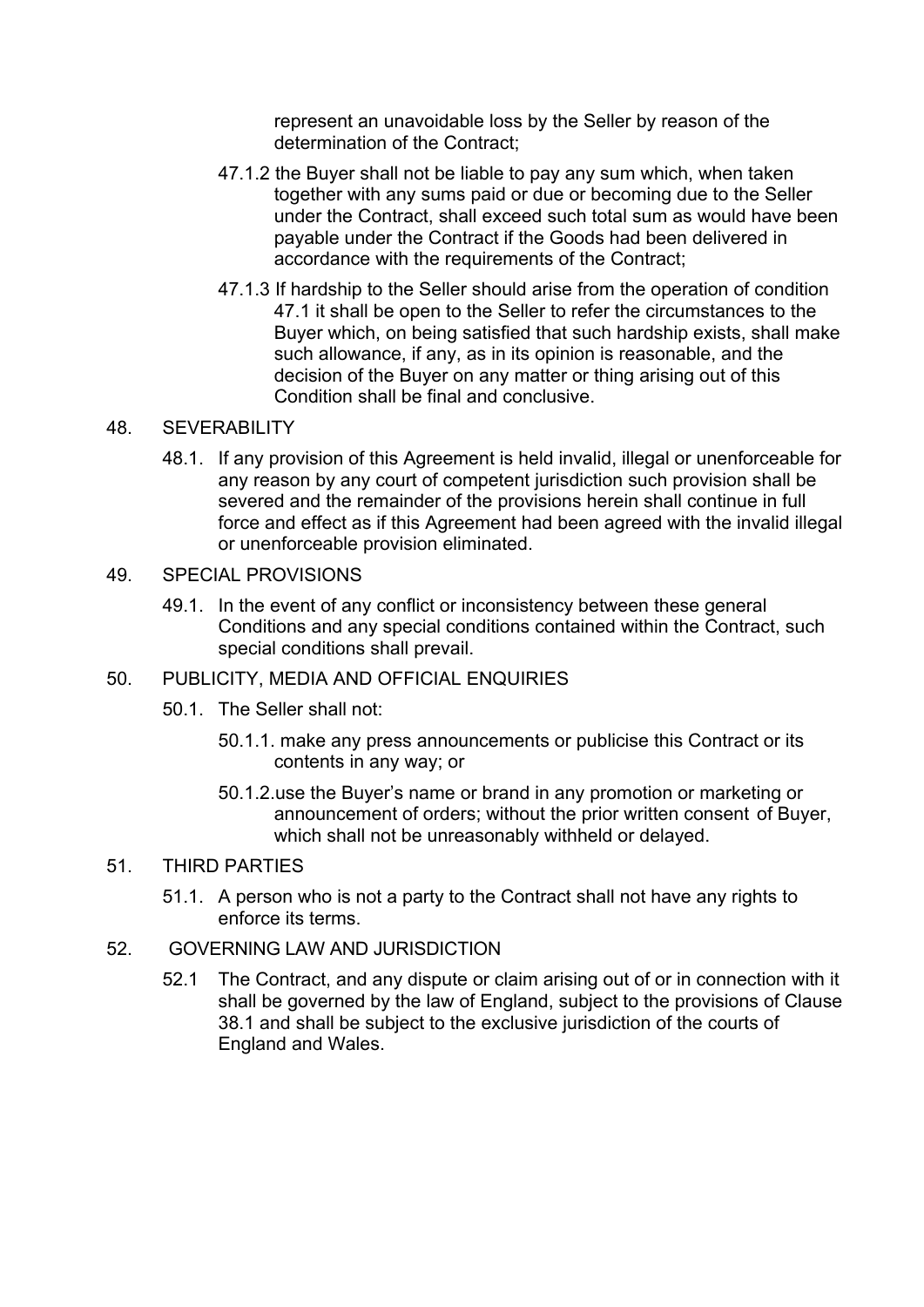represent an unavoidable loss by the Seller by reason of the determination of the Contract;

47.1.2 the Buyer shall not be liable to pay any sum which, when taken together with any sums paid or due or becoming due to the Seller under the Contract, shall exceed such total sum as would have been payable under the Contract if the Goods had been delivered in accordance with the requirements of the Contract;

47.1.3 If hardship to the Seller should arise from the operation of condition 47.1 it shall be open to the Seller to refer the circumstances to the Buyer which, on being satisfied that such hardship exists, shall make such allowance, if any, as in its opinion is reasonable, and the decision of the Buyer on any matter or thing arising out of this Condition shall be final and conclusive.

48. SEVERABILITY

48.1. If any provision of this Agreement is held invalid, illegal or unenforceable for any reason by any court of competent jurisdiction such provision shall be severed and the remainder of the provisions herein shall continue in full force and effect as if this Agreement had been agreed with the invalid illegal or unenforceable provision eliminated.

49. SPECIAL PROVISIONS

49.1. In the event of any conflict or inconsistency between these general Conditions and any special conditions contained within the Contract, such special conditions shall prevail.

50. PUBLICITY, MEDIA AND OFFICIAL ENQUIRIES

50.1. The Seller shall not:

50.1.1. make any press announcements or publicise this Contract or its contents in any way; or

50.1.2. use the Buyer's name or brand in any promotion or marketing or announcement of orders; without the prior written consent of Buyer, which shall not be unreasonably withheld or delayed.

51. THIRD PARTIES

51.1. A person who is not a party to the Contract shall not have any rights to enforce its terms.

52. GOVERNING LAW AND JURISDICTION

52.1 The Contract, and any dispute or claim arising out of or in connection with it shall be governed by the law of England, subject to the provisions of Clause 38.1 and shall be subject to the exclusive jurisdiction of the courts of England and Wales.